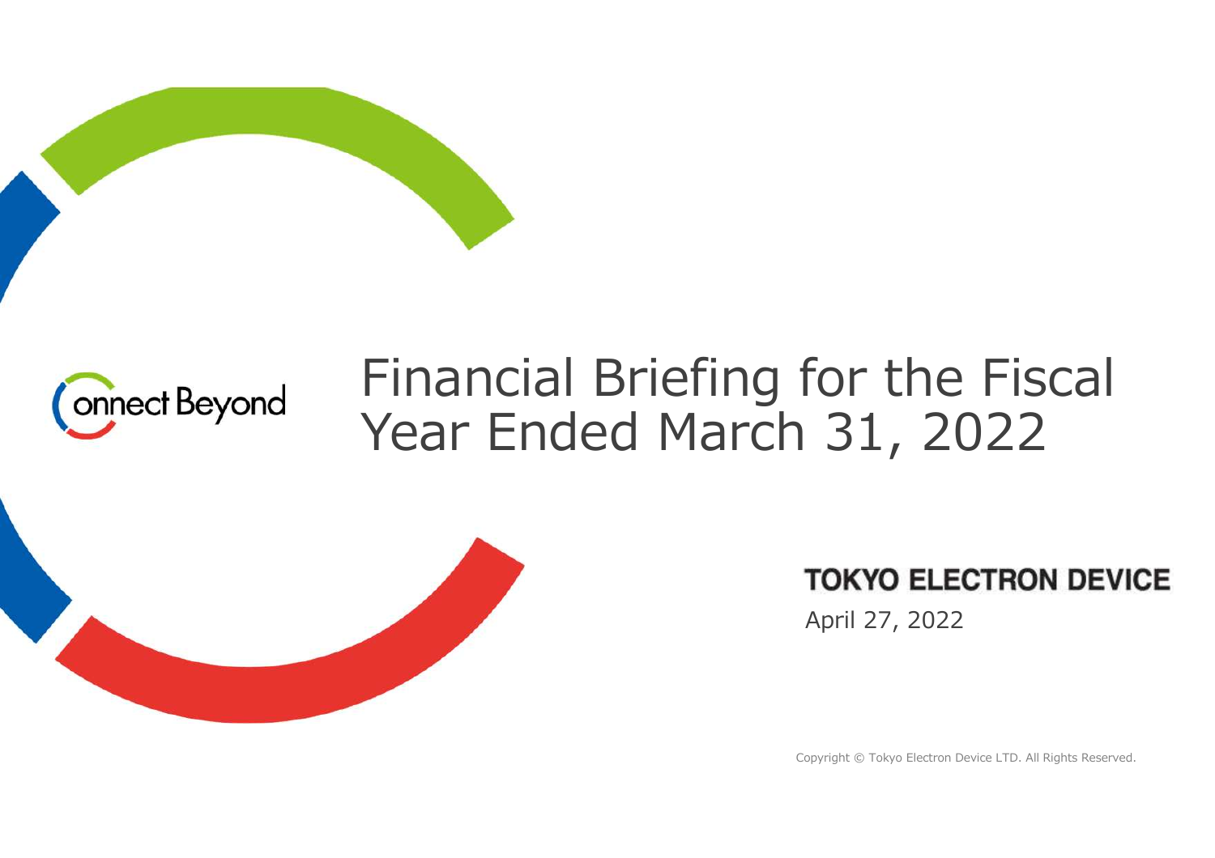Connect Beyond

# Financial Briefing for the Fiscal Year Ended March 31, 2022

TOKYO ELECTRON DEVICE

April 27, 2022

Copyright © Tokyo Electron Device LTD. All Rights Reserved.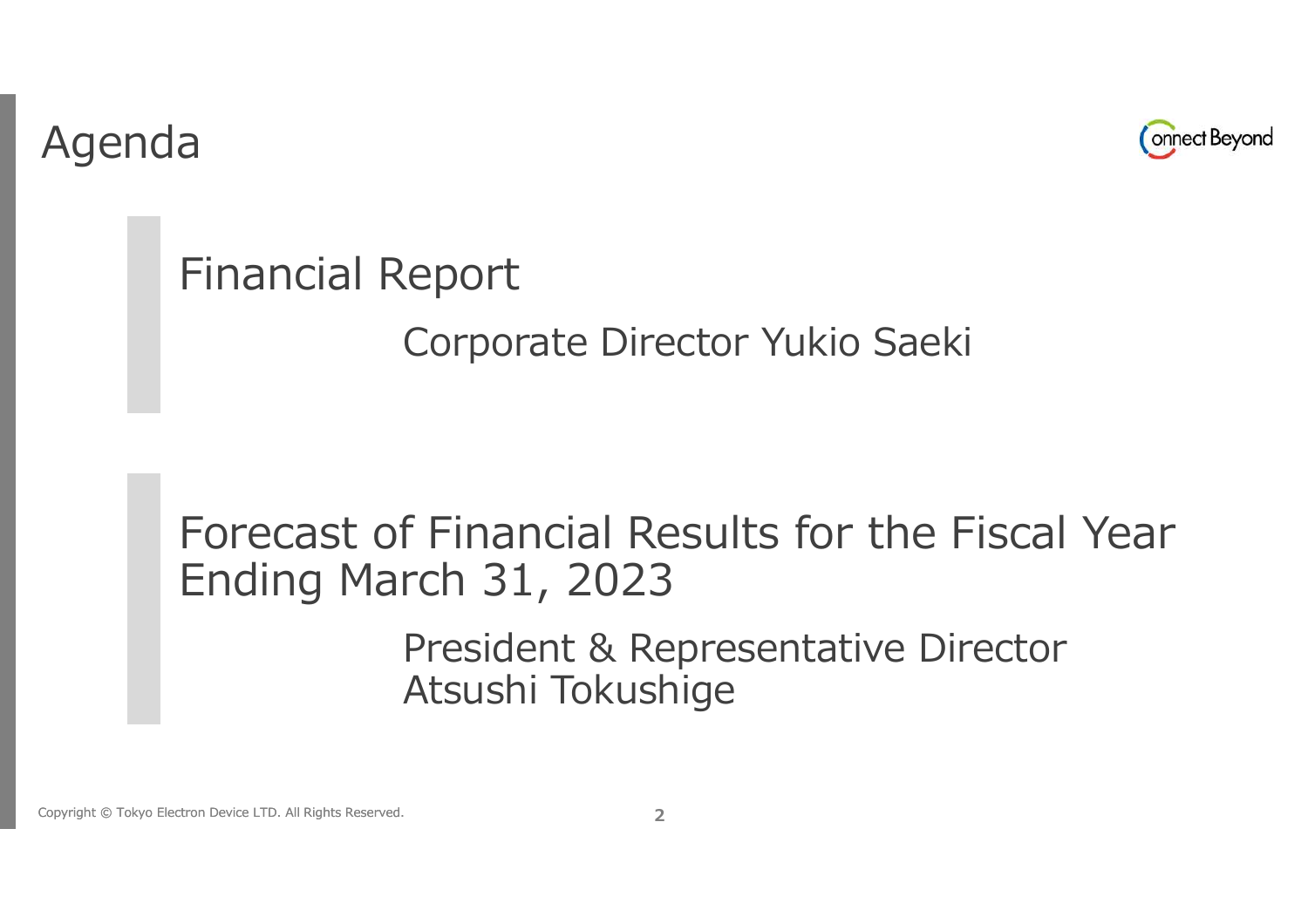# Agenda

## Financial Report

Corporate Director Yukio Saeki

## Forecast of Financial Results for the Fiscal Year Ending March 31, 2023

President & Representative Director
Atsushi Tokushige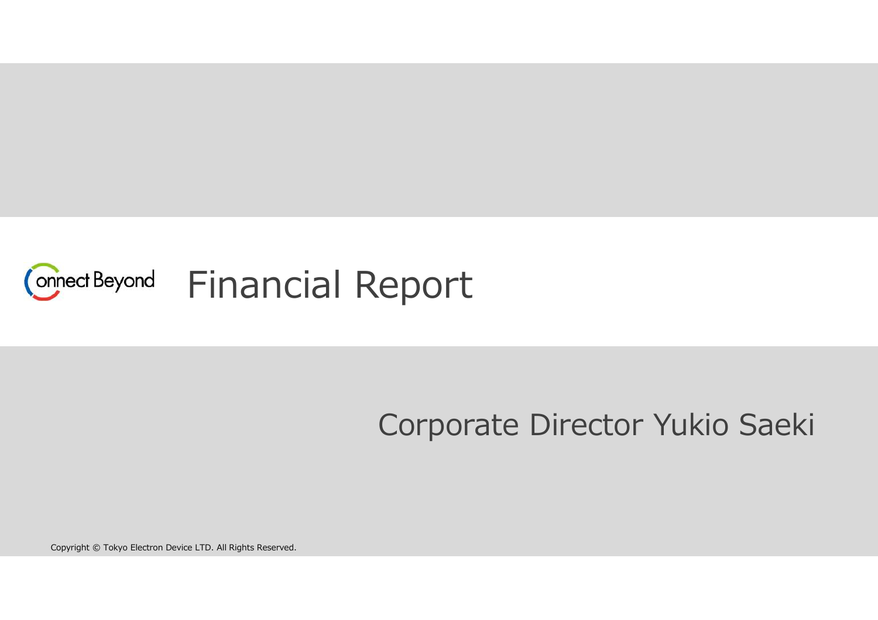# Financial Report

Corporate Director Yukio Saeki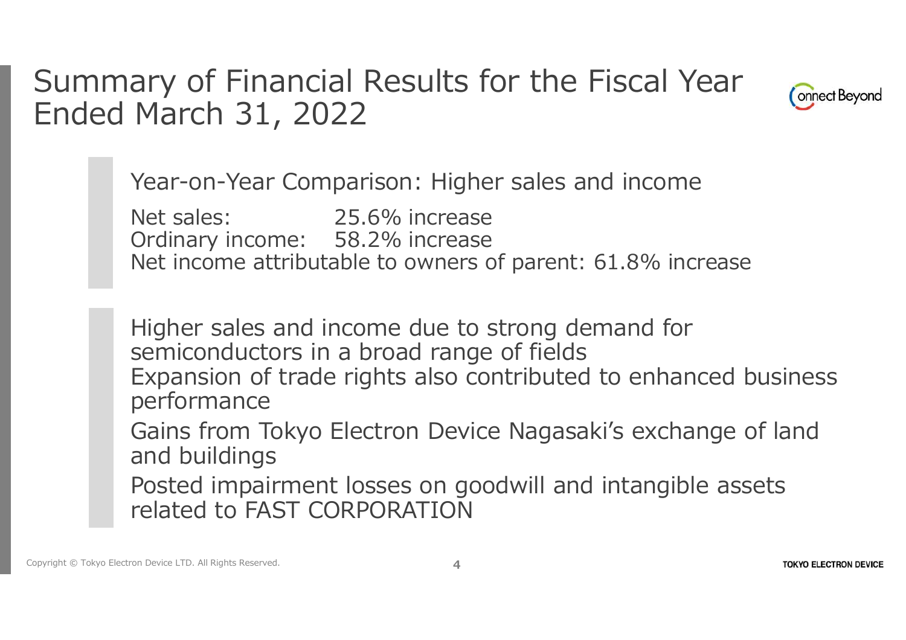# Summary of Financial Results for the Fiscal Year Ended March 31, 2022

Year-on-Year Comparison: Higher sales and income

Net sales: 25.6% increase
Ordinary income: 58.2% increase
Net income attributable to owners of parent: 61.8% increase

Higher sales and income due to strong demand for semiconductors in a broad range of fields

Expansion of trade rights also contributed to enhanced business performance

Gains from Tokyo Electron Device Nagasaki's exchange of land and buildings

Posted impairment losses on goodwill and intangible assets related to FAST CORPORATION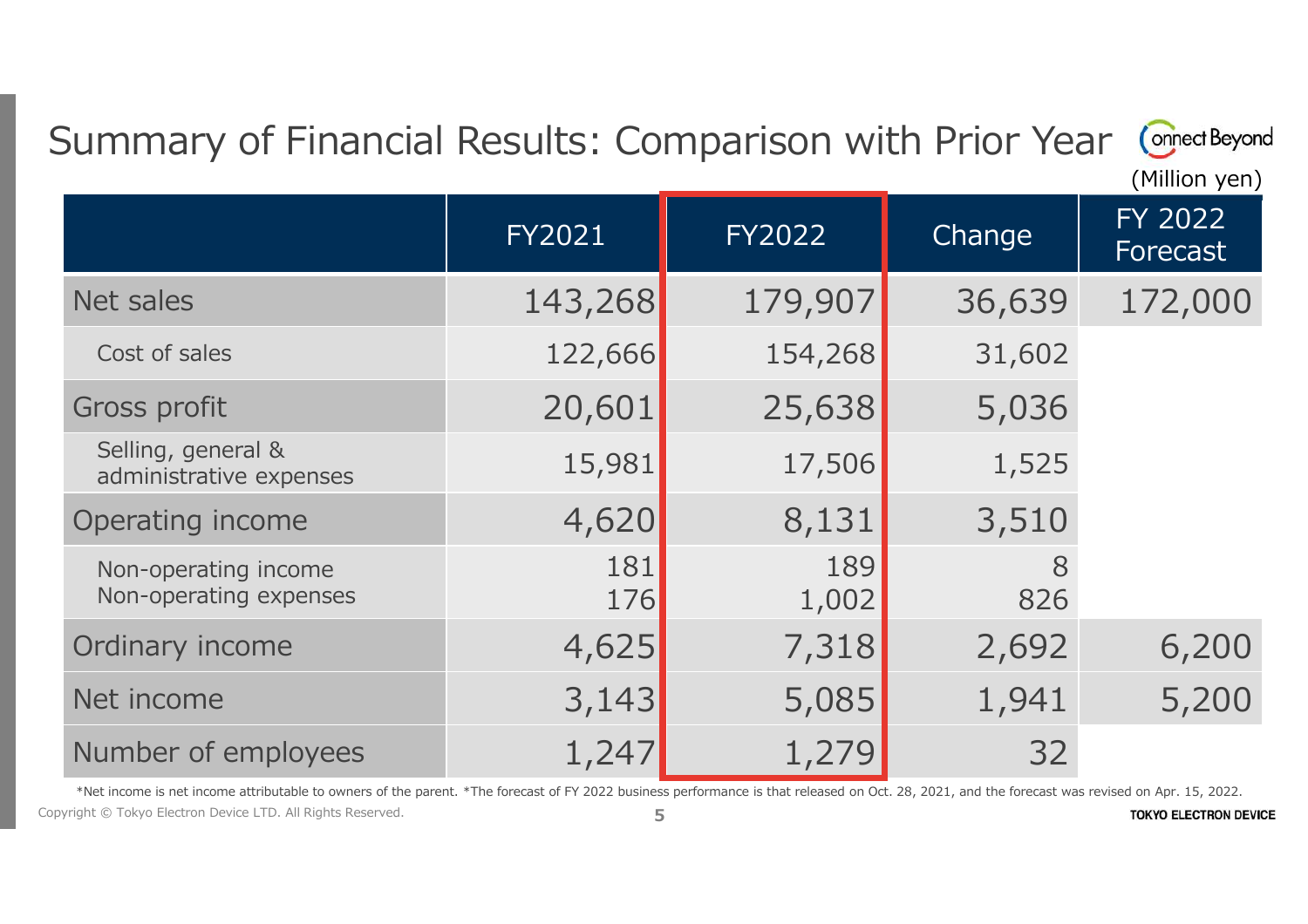# Summary of Financial Results: Comparison with Prior Year

(Million yen)

| | FY2021 | FY2022 | Change | FY 2022 Forecast |
|---|---|---|---|---|
| Net sales | 143,268 | 179,907 | 36,639 | 172,000 |
| Cost of sales | 122,666 | 154,268 | 31,602 | |
| Gross profit | 20,601 | 25,638 | 5,036 | |
| Selling, general & administrative expenses | 15,981 | 17,506 | 1,525 | |
| Operating income | 4,620 | 8,131 | 3,510 | |
| Non-operating income | 181 | 189 | 8 | |
| Non-operating expenses | 176 | 1,002 | 826 | |
| Ordinary income | 4,625 | 7,318 | 2,692 | 6,200 |
| Net income | 3,143 | 5,085 | 1,941 | 5,200 |
| Number of employees | 1,247 | 1,279 | 32 | |

*Net income is net income attributable to owners of the parent. *The forecast of FY 2022 business performance is that released on Oct. 28, 2021, and the forecast was revised on Apr. 15, 2022.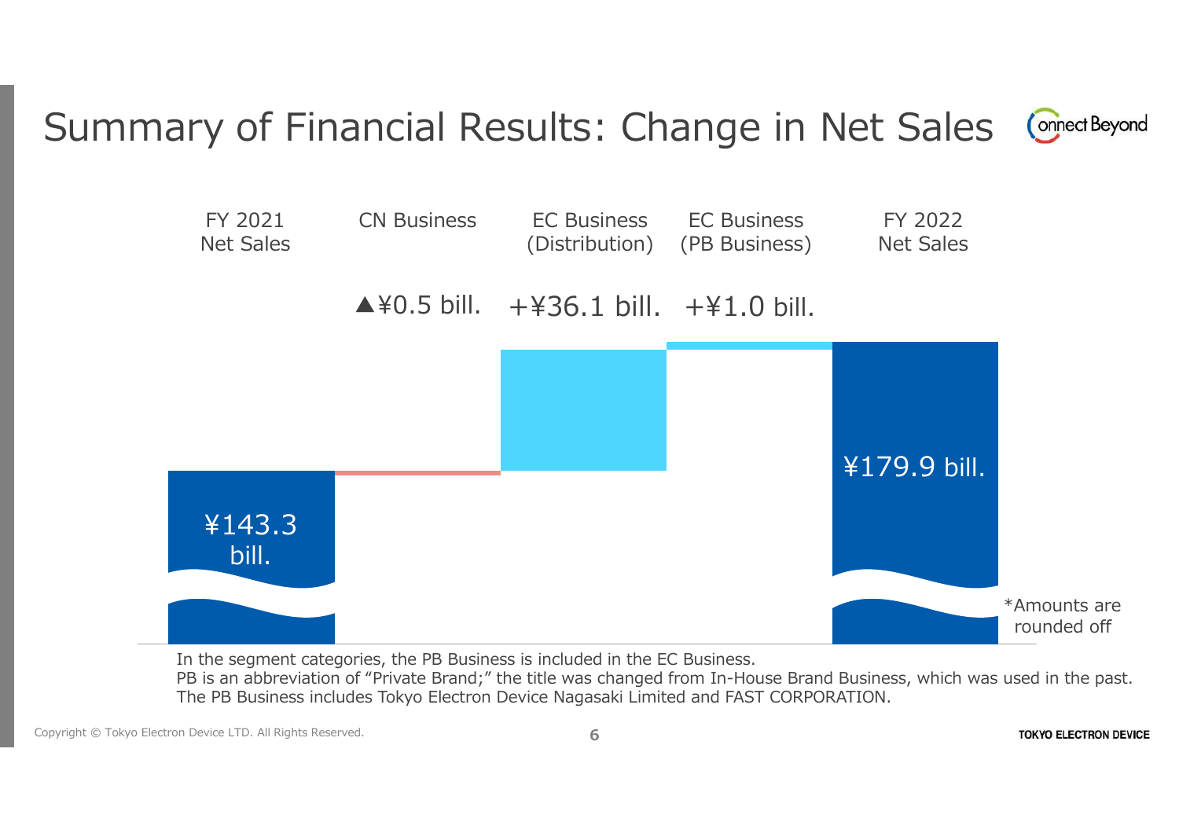# Summary of Financial Results: Change in Net Sales

FY 2021
Net Sales

CN Business

EC Business
(Distribution)

EC Business
(PB Business)

FY 2022
Net Sales

▲¥0.5 bill.

+¥36.1 bill.

+¥1.0 bill.

¥143.3
bill.

¥179.9 bill.

*Amounts are rounded off

In the segment categories, the PB Business is included in the EC Business.
PB is an abbreviation of "Private Brand;" the title was changed from In-House Brand Business, which was used in the past.
The PB Business includes Tokyo Electron Device Nagasaki Limited and FAST CORPORATION.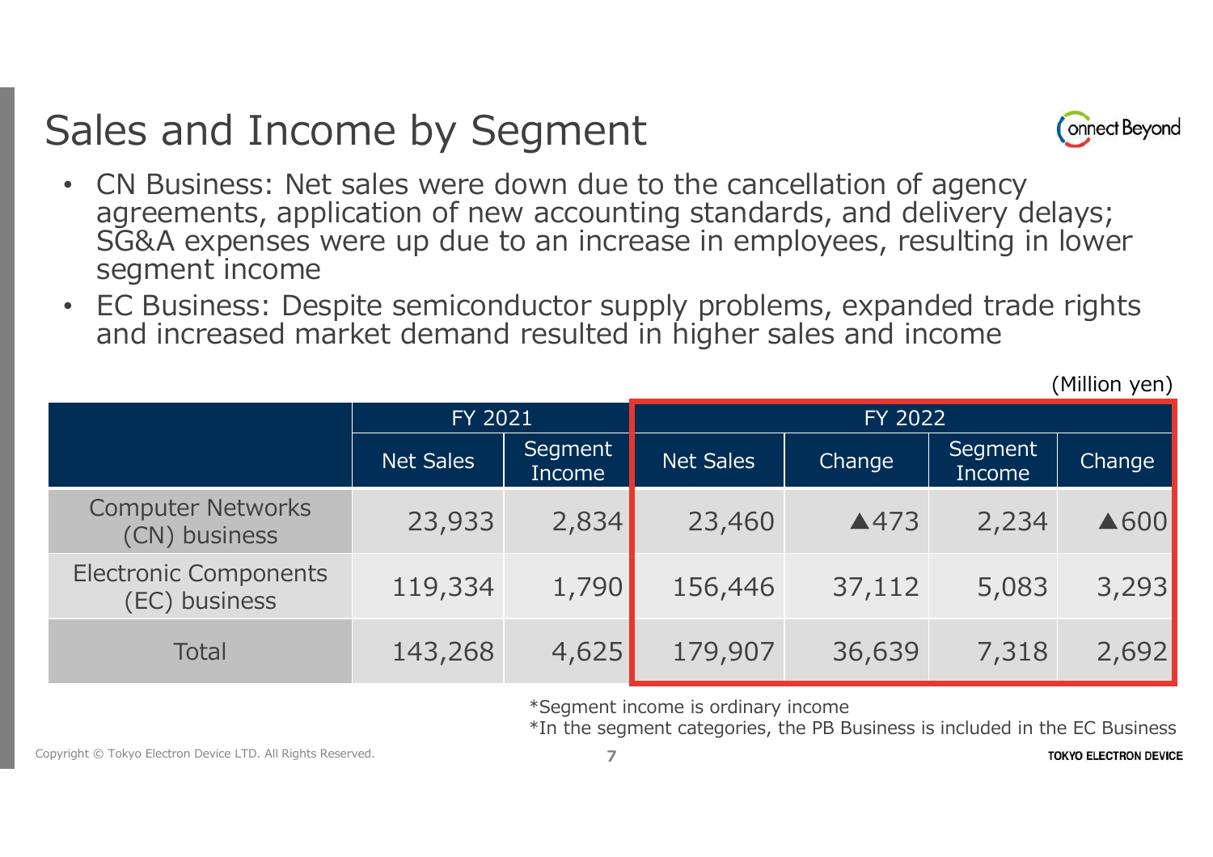# Sales and Income by Segment

- CN Business: Net sales were down due to the cancellation of agency agreements, application of new accounting standards, and delivery delays; SG&A expenses were up due to an increase in employees, resulting in lower segment income
- EC Business: Despite semiconductor supply problems, expanded trade rights and increased market demand resulted in higher sales and income

(Million yen)

| | FY 2021 | | FY 2022 | | | |
|---|---|---|---|---|---|---|
| | Net Sales | Segment Income | Net Sales | Change | Segment Income | Change |
| Computer Networks (CN) business | 23,933 | 2,834 | 23,460 | ▲473 | 2,234 | ▲600 |
| Electronic Components (EC) business | 119,334 | 1,790 | 156,446 | 37,112 | 5,083 | 3,293 |
| Total | 143,268 | 4,625 | 179,907 | 36,639 | 7,318 | 2,692 |

*Segment income is ordinary income
*In the segment categories, the PB Business is included in the EC Business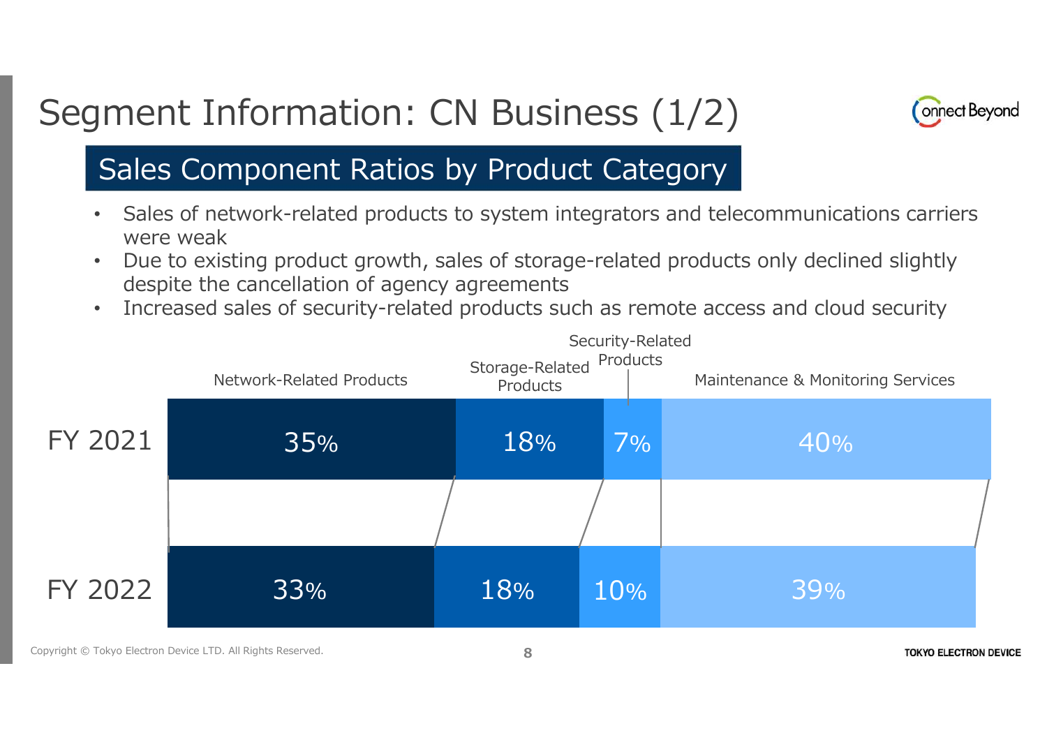# Segment Information: CN Business (1/2)

## Sales Component Ratios by Product Category

- Sales of network-related products to system integrators and telecommunications carriers were weak
- Due to existing product growth, sales of storage-related products only declined slightly despite the cancellation of agency agreements
- Increased sales of security-related products such as remote access and cloud security

Network-Related Products
Storage-Related Products
Security-Related Products
Maintenance & Monitoring Services

FY 2021
35%
18%
7%
40%

FY 2022
33%
18%
10%
39%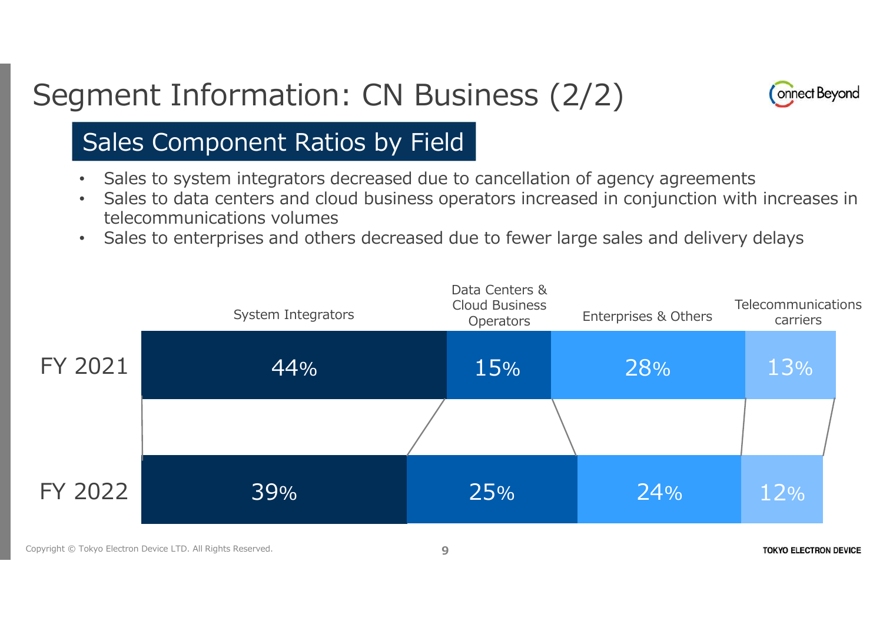# Segment Information: CN Business (2/2)

## Sales Component Ratios by Field

- Sales to system integrators decreased due to cancellation of agency agreements
- Sales to data centers and cloud business operators increased in conjunction with increases in telecommunications volumes
- Sales to enterprises and others decreased due to fewer large sales and delivery delays

System Integrators
Data Centers & Cloud Business Operators
Enterprises & Others
Telecommunications carriers

FY 2021
44%
15%
28%
13%

FY 2022
39%
25%
24%
12%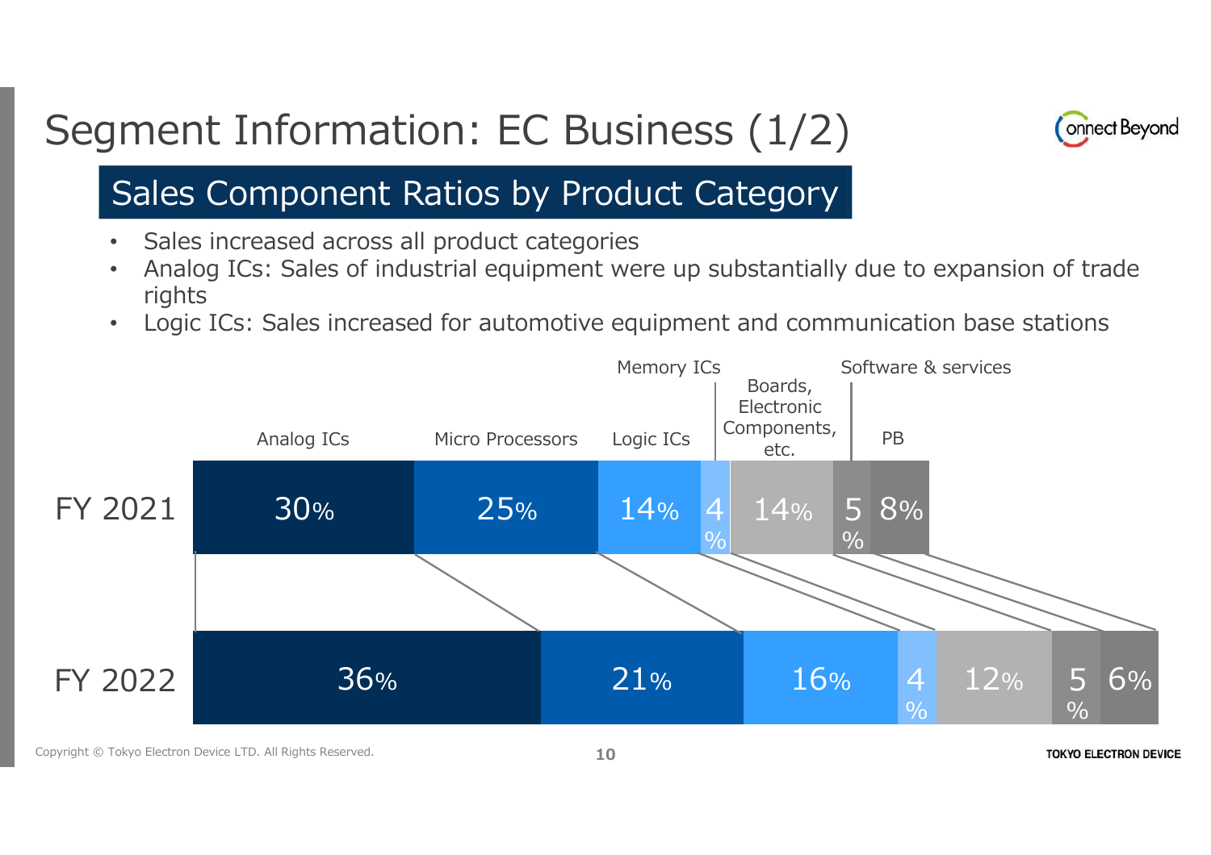# Segment Information: EC Business (1/2)

## Sales Component Ratios by Product Category

- Sales increased across all product categories
- Analog ICs: Sales of industrial equipment were up substantially due to expansion of trade rights
- Logic ICs: Sales increased for automotive equipment and communication base stations

Analog ICs
Micro Processors
Logic ICs
Memory ICs
Boards, Electronic Components, etc.
Software & services
PB

FY 2021
30%
25%
14%
4%
14%
5%
8%

FY 2022
36%
21%
16%
4%
12%
5%
6%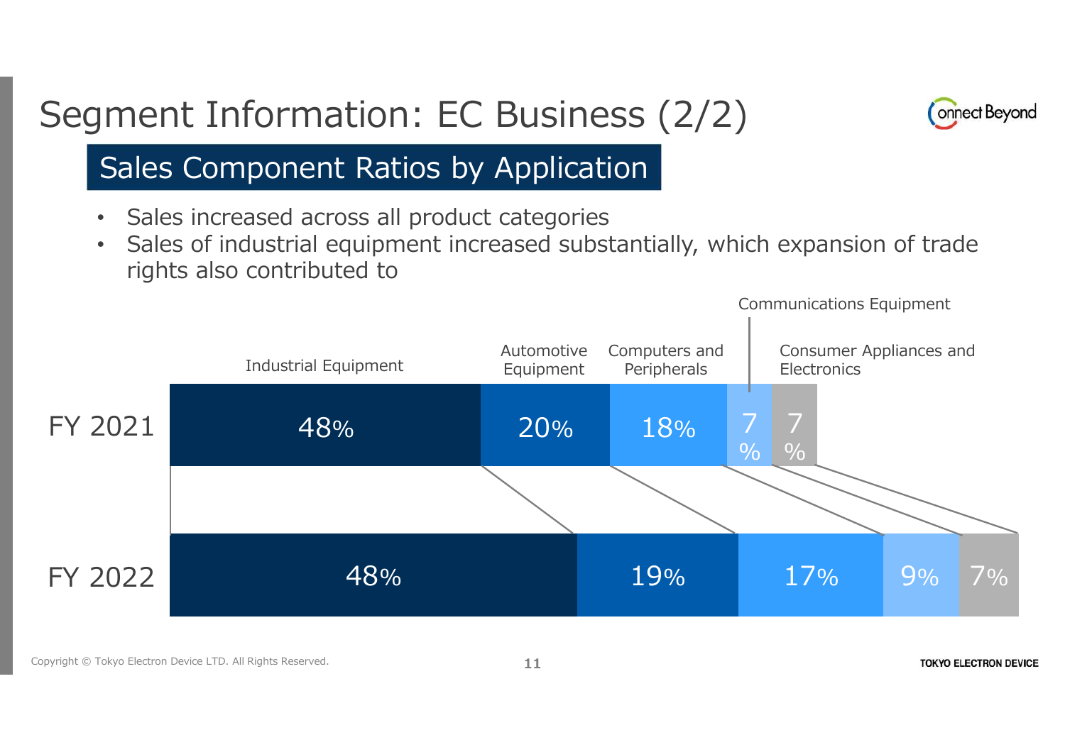# Segment Information: EC Business (2/2)

## Sales Component Ratios by Application

- Sales increased across all product categories
- Sales of industrial equipment increased substantially, which expansion of trade rights also contributed to

Industrial Equipment
Automotive Equipment
Computers and Peripherals
Communications Equipment
Consumer Appliances and Electronics

FY 2021
48%
20%
18%
7%
7%

FY 2022
48%
19%
17%
9%
7%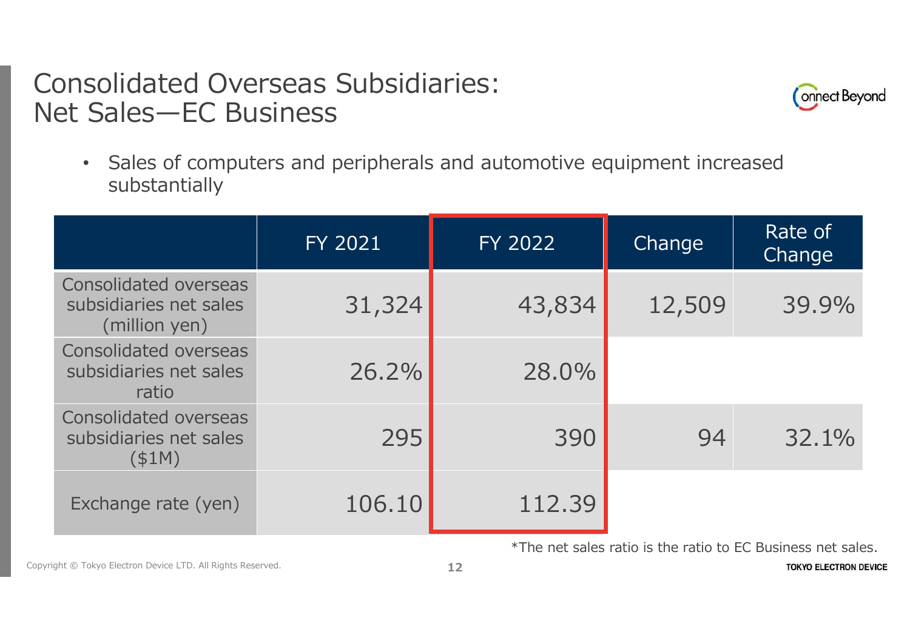# Consolidated Overseas Subsidiaries: Net Sales—EC Business

- Sales of computers and peripherals and automotive equipment increased substantially

| | FY 2021 | FY 2022 | Change | Rate of Change |
|---|---|---|---|---|
| Consolidated overseas subsidiaries net sales (million yen) | 31,324 | 43,834 | 12,509 | 39.9% |
| Consolidated overseas subsidiaries net sales ratio | 26.2% | 28.0% | | |
| Consolidated overseas subsidiaries net sales ($1M) | 295 | 390 | 94 | 32.1% |
| Exchange rate (yen) | 106.10 | 112.39 | | |

*The net sales ratio is the ratio to EC Business net sales.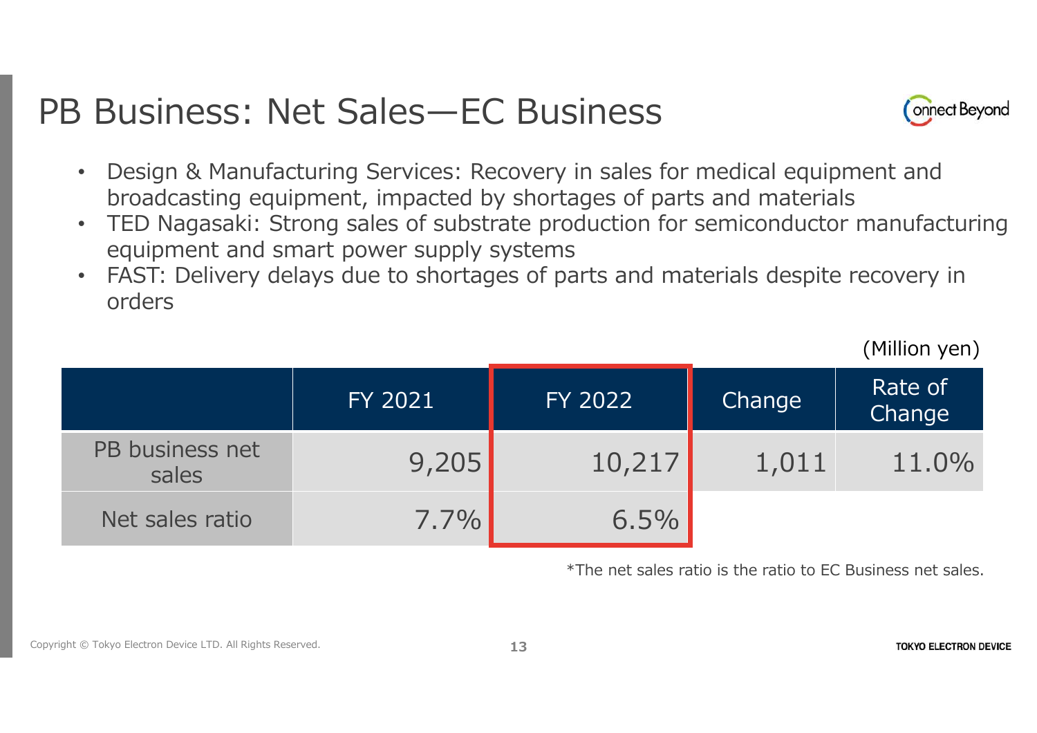# PB Business: Net Sales—EC Business

- Design & Manufacturing Services: Recovery in sales for medical equipment and broadcasting equipment, impacted by shortages of parts and materials
- TED Nagasaki: Strong sales of substrate production for semiconductor manufacturing equipment and smart power supply systems
- FAST: Delivery delays due to shortages of parts and materials despite recovery in orders

(Million yen)

| | FY 2021 | FY 2022 | Change | Rate of Change |
|---|---|---|---|---|
| PB business net sales | 9,205 | 10,217 | 1,011 | 11.0% |
| Net sales ratio | 7.7% | 6.5% | | |

*The net sales ratio is the ratio to EC Business net sales.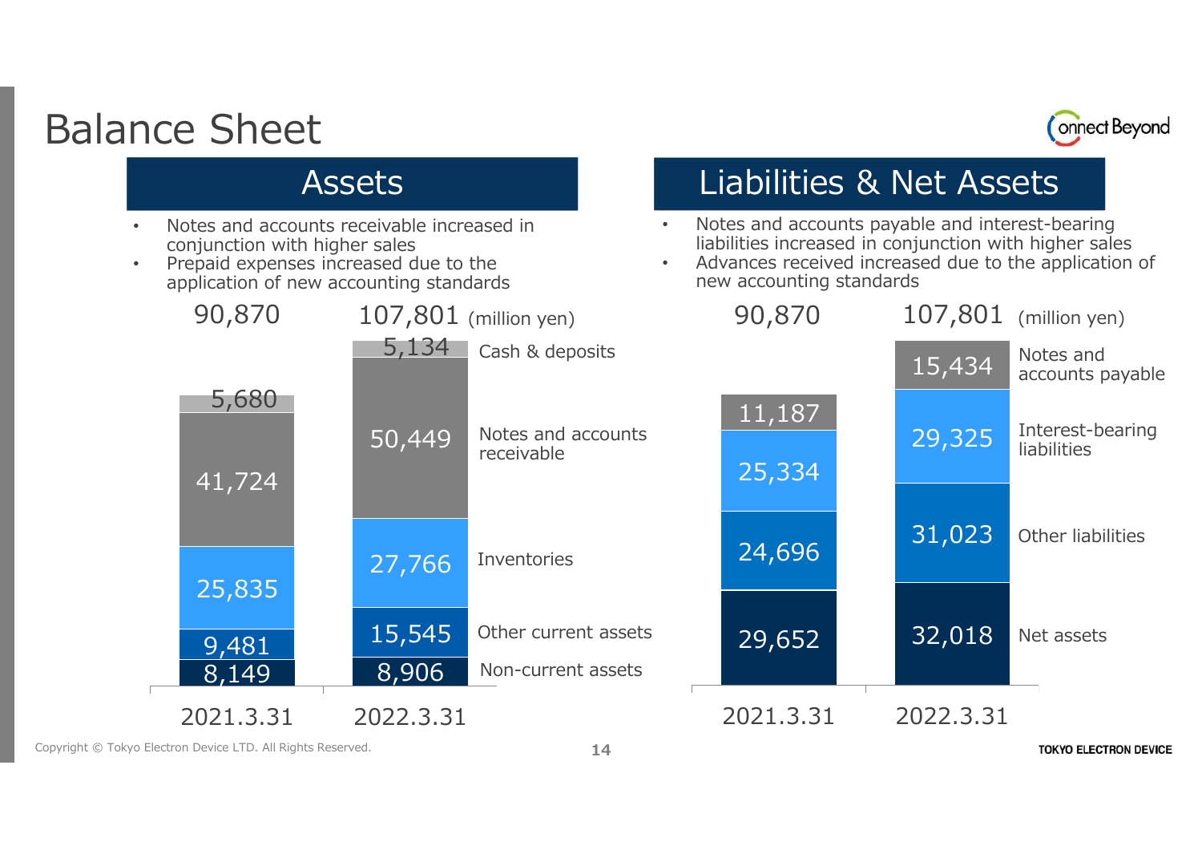# Balance Sheet

## Assets

- Notes and accounts receivable increased in conjunction with higher sales
- Prepaid expenses increased due to the application of new accounting standards

90,870
107,801 (million yen)

5,134 Cash & deposits
5,680
41,724
50,449 Notes and accounts receivable
25,835
27,766 Inventories
9,481
15,545 Other current assets
8,149
8,906 Non-current assets

2021.3.31
2022.3.31

## Liabilities & Net Assets

- Notes and accounts payable and interest-bearing liabilities increased in conjunction with higher sales
- Advances received increased due to the application of new accounting standards

90,870
107,801 (million yen)

15,434 Notes and accounts payable
11,187
25,334
29,325 Interest-bearing liabilities
24,696
31,023 Other liabilities
29,652
32,018 Net assets

2021.3.31
2022.3.31

Copyright © Tokyo Electron Device LTD. All Rights Reserved.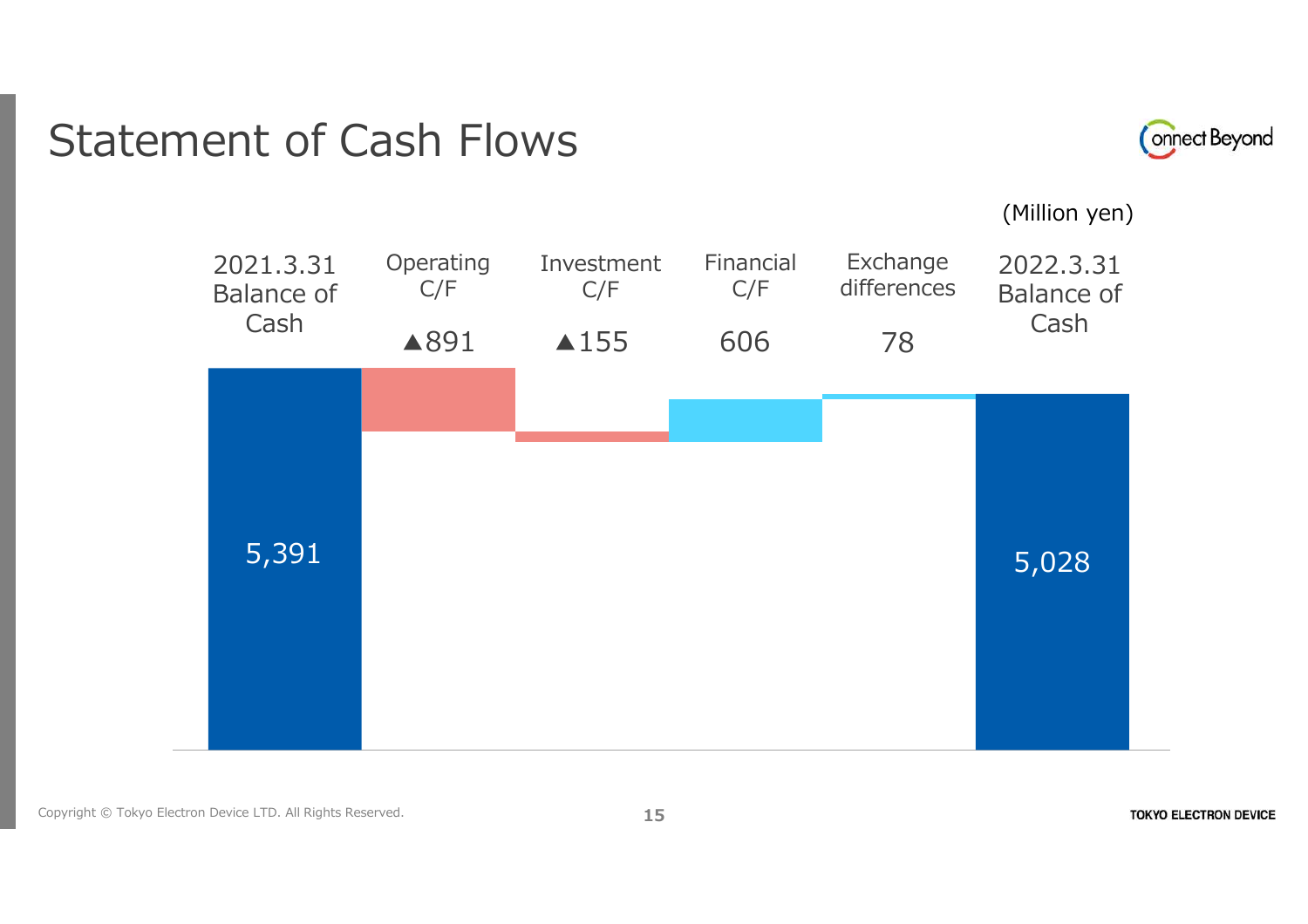# Statement of Cash Flows

(Million yen)

2021.3.31 Balance of Cash

Operating C/F

▲891

Investment C/F

▲155

Financial C/F

606

Exchange differences

78

2022.3.31 Balance of Cash

5,391

5,028

Copyright © Tokyo Electron Device LTD. All Rights Reserved.

TOKYO ELECTRON DEVICE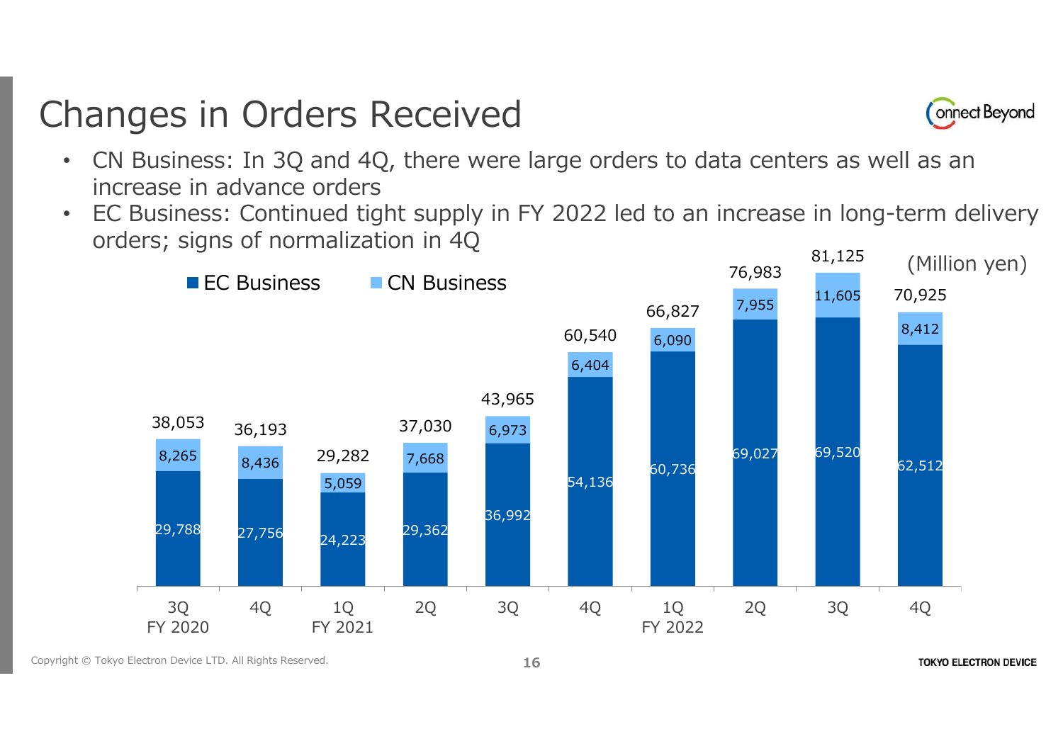# Changes in Orders Received

- CN Business: In 3Q and 4Q, there were large orders to data centers as well as an increase in advance orders
- EC Business: Continued tight supply in FY 2022 led to an increase in long-term delivery orders; signs of normalization in 4Q

(Million yen)

EC Business
CN Business

3Q FY 2020: 38,053 (CN 8,265 / EC 29,788)
4Q: 36,193 (CN 8,436 / EC 27,756)
1Q FY 2021: 29,282 (CN 5,059 / EC 24,223)
2Q: 37,030 (CN 7,668 / EC 29,362)
3Q: 43,965 (CN 6,973 / EC 36,992)
4Q: 60,540 (CN 6,404 / EC 54,136)
1Q FY 2022: 66,827 (CN 6,090 / EC 60,736)
2Q: 76,983 (CN 7,955 / EC 69,027)
3Q: 81,125 (CN 11,605 / EC 69,520)
4Q: 70,925 (CN 8,412 / EC 62,512)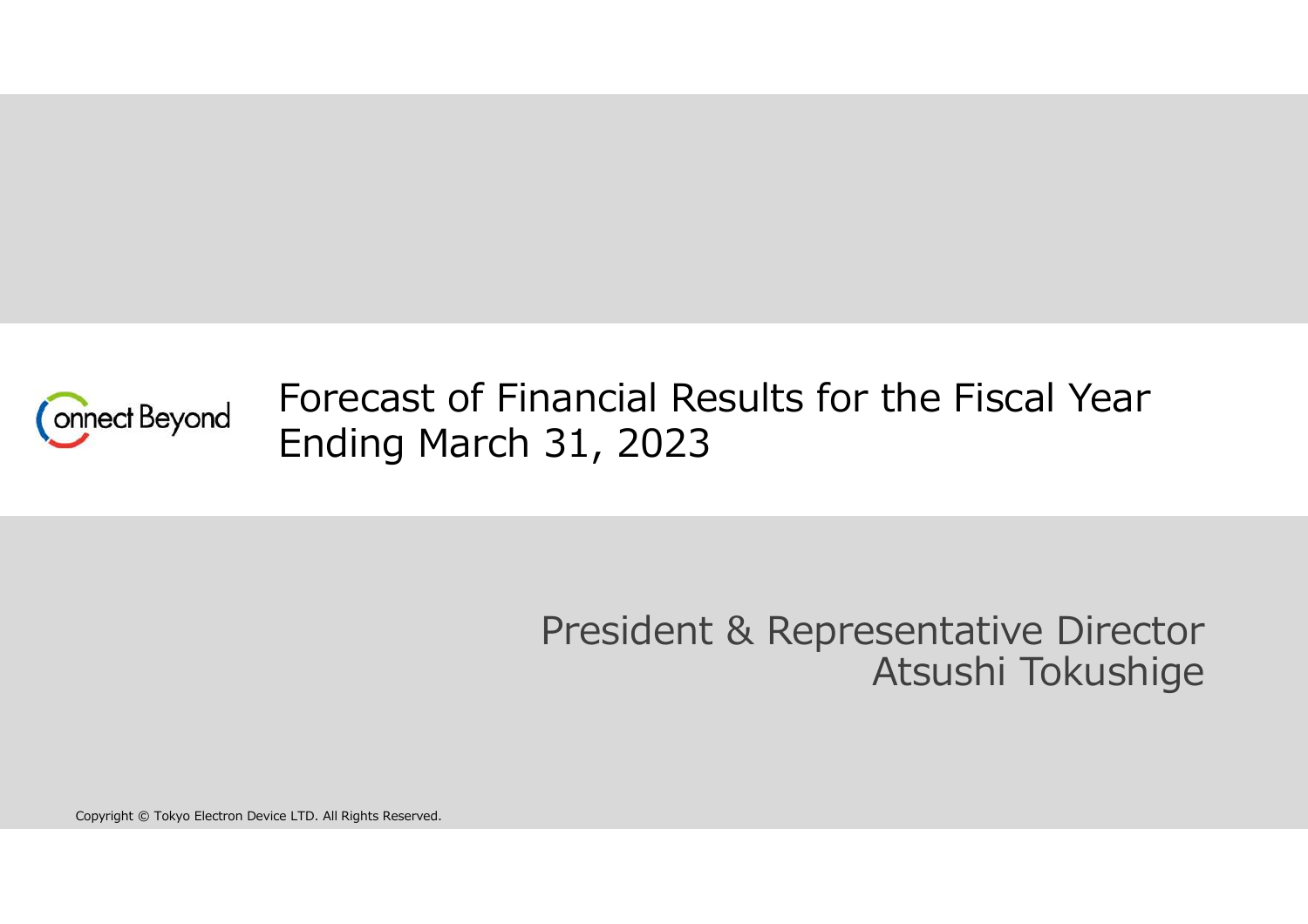Connect Beyond

# Forecast of Financial Results for the Fiscal Year Ending March 31, 2023

President & Representative Director
Atsushi Tokushige

Copyright © Tokyo Electron Device LTD. All Rights Reserved.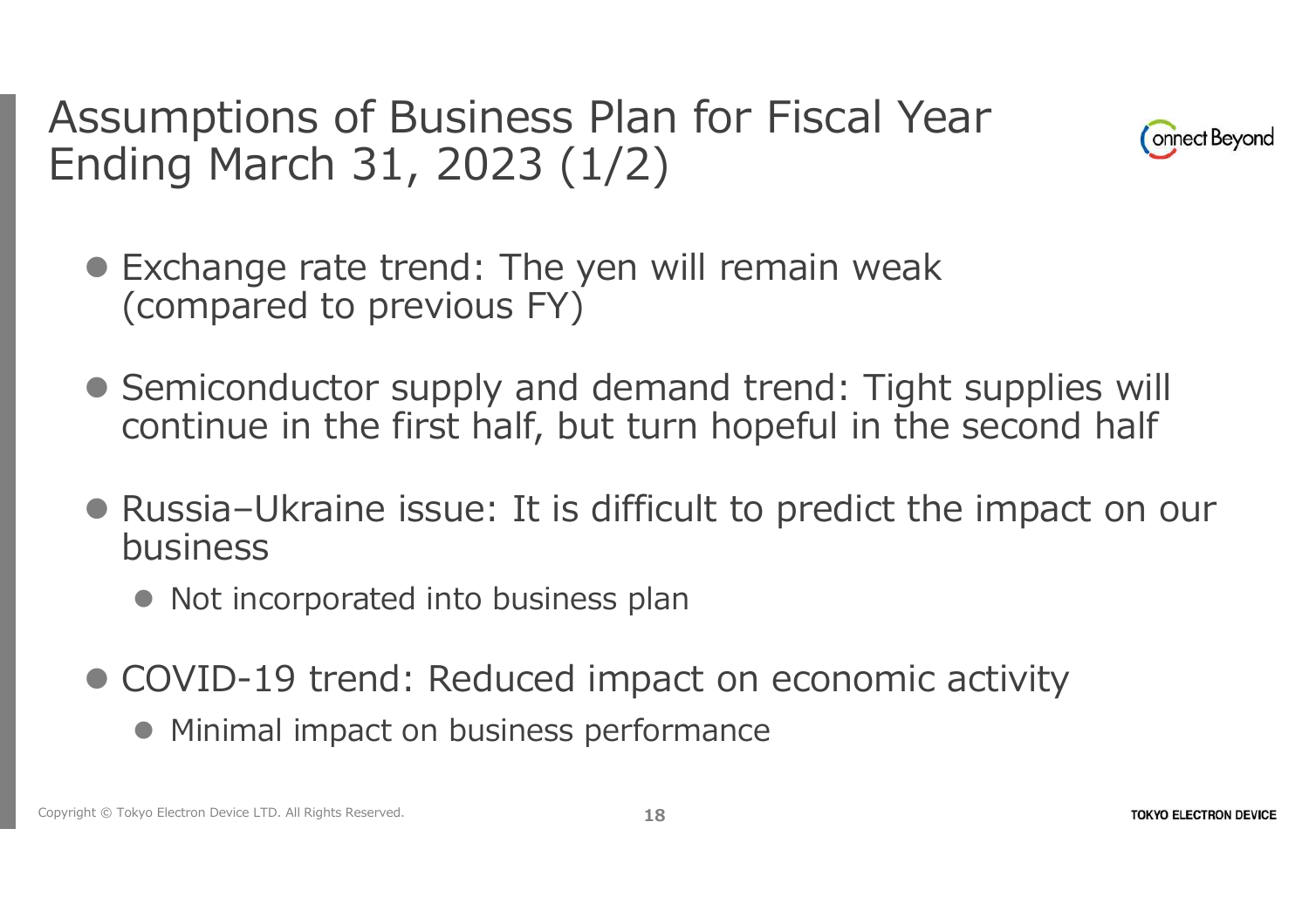# Assumptions of Business Plan for Fiscal Year Ending March 31, 2023 (1/2)

- Exchange rate trend: The yen will remain weak (compared to previous FY)
- Semiconductor supply and demand trend: Tight supplies will continue in the first half, but turn hopeful in the second half
- Russia–Ukraine issue: It is difficult to predict the impact on our business
  - Not incorporated into business plan
- COVID-19 trend: Reduced impact on economic activity
  - Minimal impact on business performance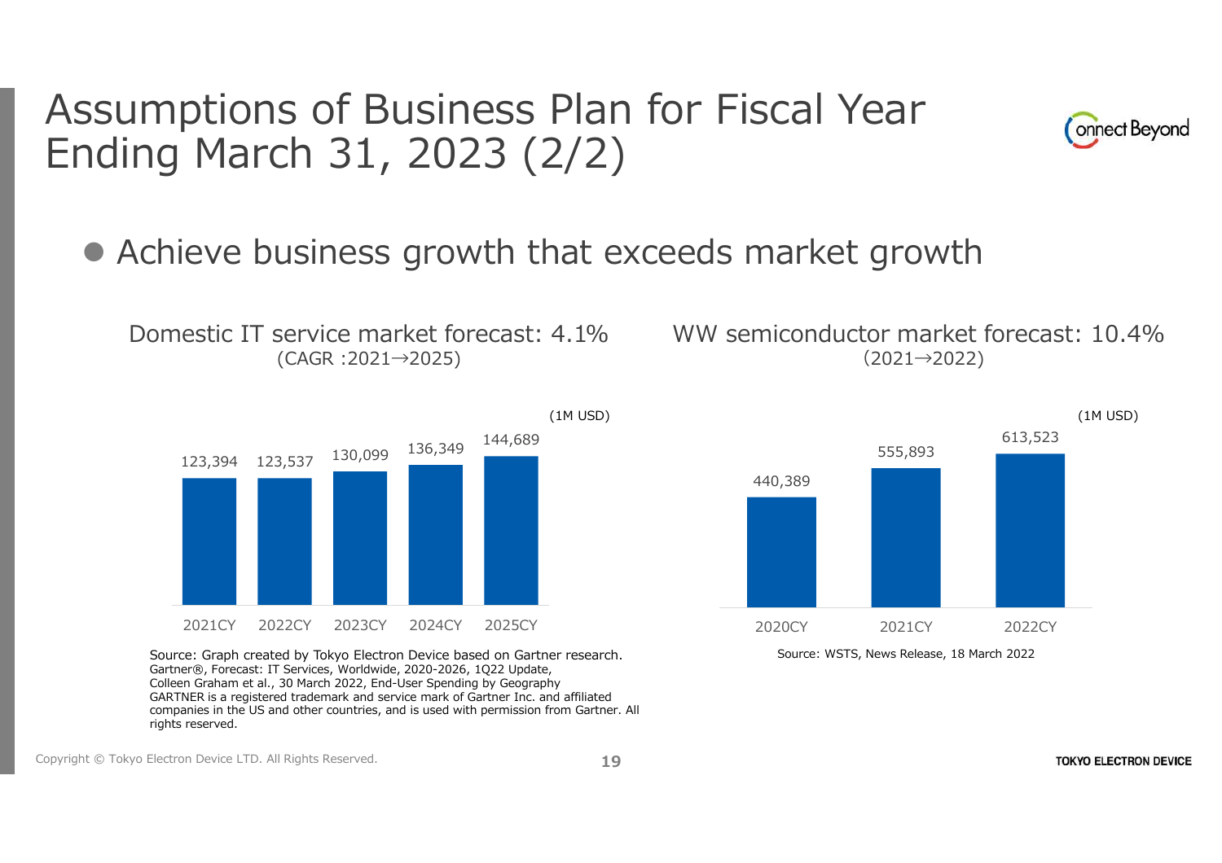# Assumptions of Business Plan for Fiscal Year Ending March 31, 2023 (2/2)

- Achieve business growth that exceeds market growth

Domestic IT service market forecast: 4.1%
(CAGR :2021→2025)

(1M USD)

123,394
123,537
130,099
136,349
144,689

2021CY
2022CY
2023CY
2024CY
2025CY

Source: Graph created by Tokyo Electron Device based on Gartner research.
Gartner®, Forecast: IT Services, Worldwide, 2020-2026, 1Q22 Update,
Colleen Graham et al., 30 March 2022, End-User Spending by Geography
GARTNER is a registered trademark and service mark of Gartner Inc. and affiliated companies in the US and other countries, and is used with permission from Gartner. All rights reserved.

WW semiconductor market forecast: 10.4%
(2021→2022)

(1M USD)

440,389
555,893
613,523

2020CY
2021CY
2022CY

Source: WSTS, News Release, 18 March 2022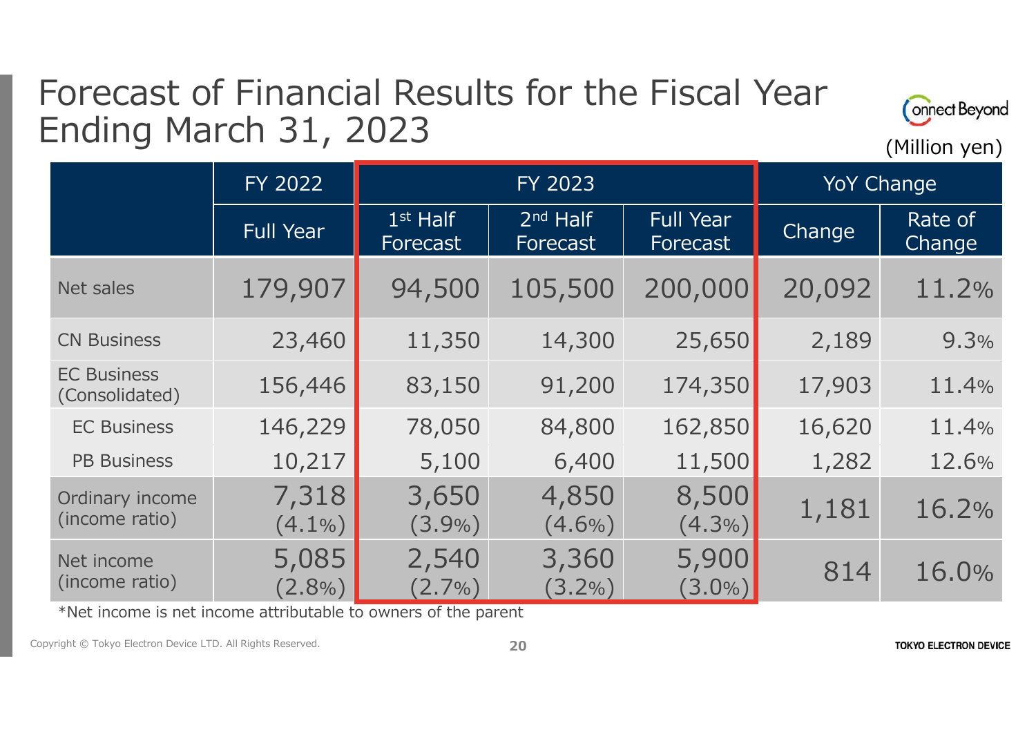# Forecast of Financial Results for the Fiscal Year Ending March 31, 2023

(Million yen)

| | FY 2022 | FY 2023 | | | YoY Change | |
|---|---|---|---|---|---|---|
| | Full Year | 1st Half Forecast | 2nd Half Forecast | Full Year Forecast | Change | Rate of Change |
| Net sales | 179,907 | 94,500 | 105,500 | 200,000 | 20,092 | 11.2% |
| CN Business | 23,460 | 11,350 | 14,300 | 25,650 | 2,189 | 9.3% |
| EC Business (Consolidated) | 156,446 | 83,150 | 91,200 | 174,350 | 17,903 | 11.4% |
| EC Business | 146,229 | 78,050 | 84,800 | 162,850 | 16,620 | 11.4% |
| PB Business | 10,217 | 5,100 | 6,400 | 11,500 | 1,282 | 12.6% |
| Ordinary income (income ratio) | 7,318 (4.1%) | 3,650 (3.9%) | 4,850 (4.6%) | 8,500 (4.3%) | 1,181 | 16.2% |
| Net income (income ratio) | 5,085 (2.8%) | 2,540 (2.7%) | 3,360 (3.2%) | 5,900 (3.0%) | 814 | 16.0% |

*Net income is net income attributable to owners of the parent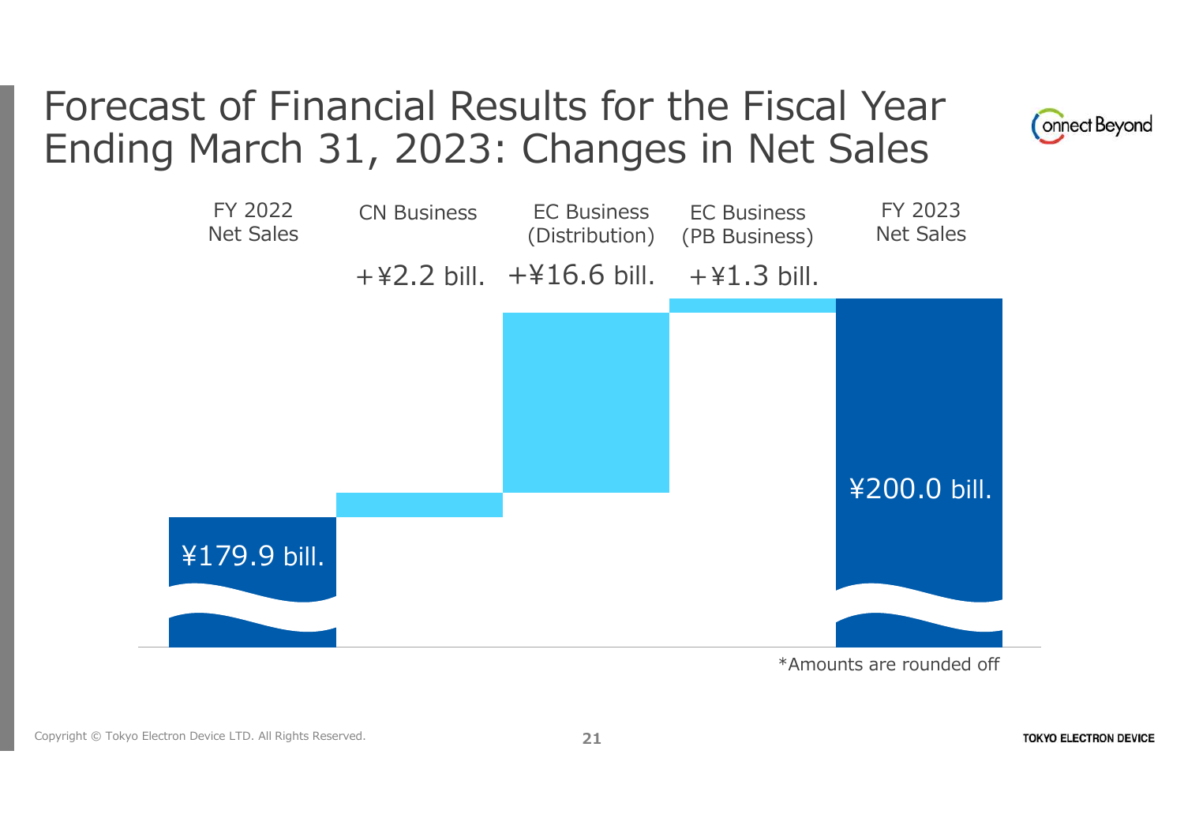# Forecast of Financial Results for the Fiscal Year Ending March 31, 2023: Changes in Net Sales

FY 2022 Net Sales

CN Business

EC Business (Distribution)

EC Business (PB Business)

FY 2023 Net Sales

+¥2.2 bill.

+¥16.6 bill.

+¥1.3 bill.

¥179.9 bill.

¥200.0 bill.

*Amounts are rounded off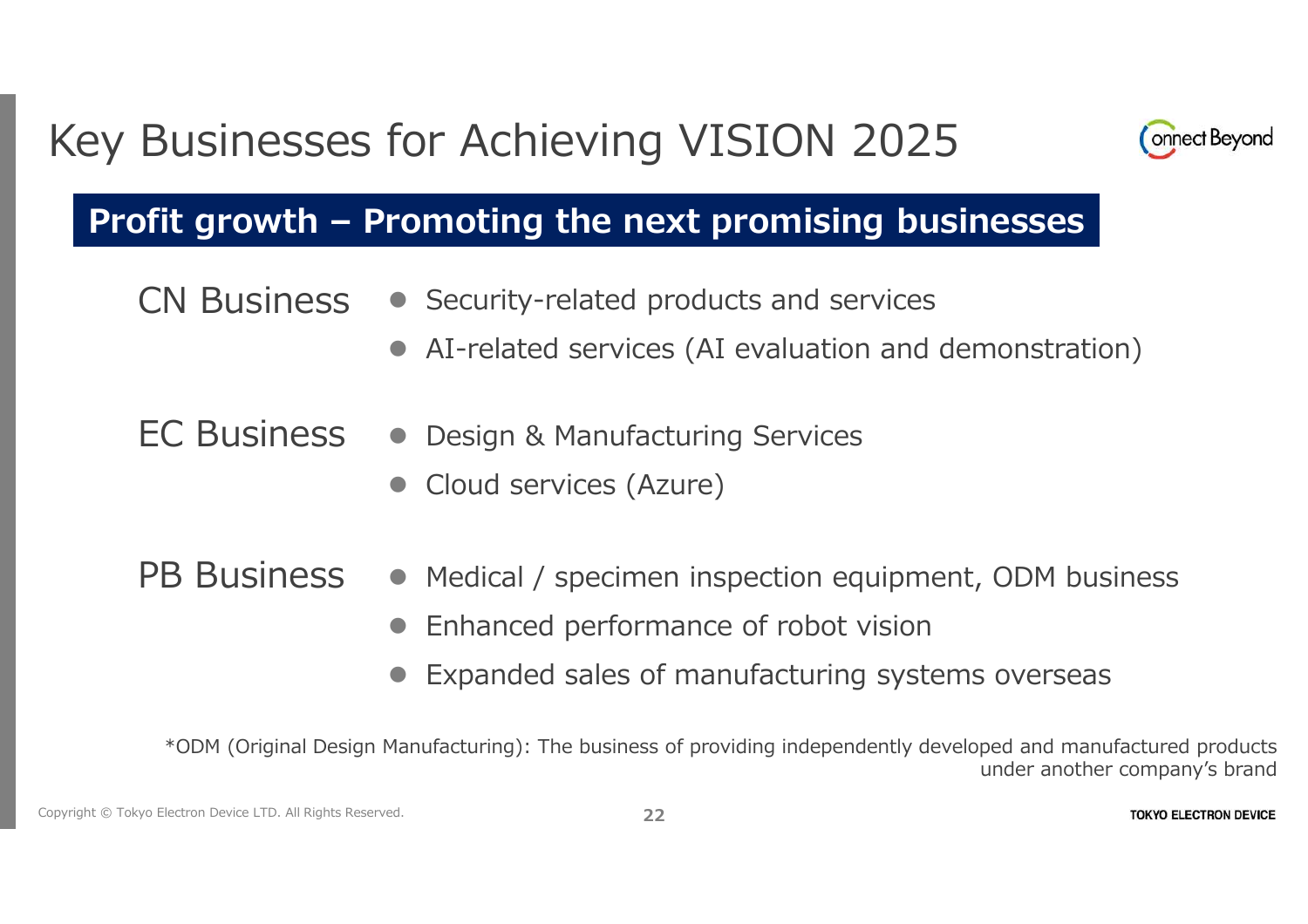# Key Businesses for Achieving VISION 2025

**Profit growth – Promoting the next promising businesses**

**CN Business**
- Security-related products and services
- AI-related services (AI evaluation and demonstration)

**EC Business**
- Design & Manufacturing Services
- Cloud services (Azure)

**PB Business**
- Medical / specimen inspection equipment, ODM business
- Enhanced performance of robot vision
- Expanded sales of manufacturing systems overseas

*ODM (Original Design Manufacturing): The business of providing independently developed and manufactured products under another company's brand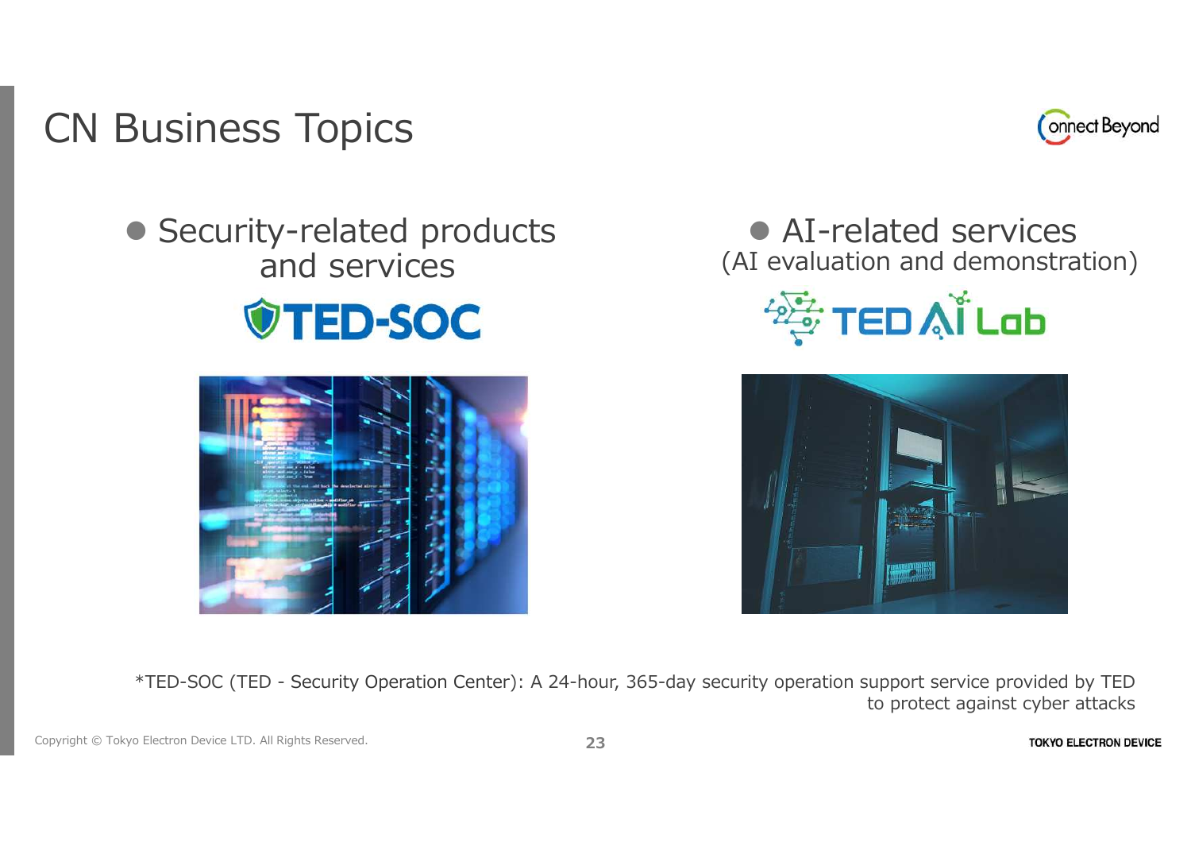# CN Business Topics

- Security-related products and services

TED-SOC

- AI-related services
(AI evaluation and demonstration)

TED AI Lab

*TED-SOC (TED - Security Operation Center): A 24-hour, 365-day security operation support service provided by TED to protect against cyber attacks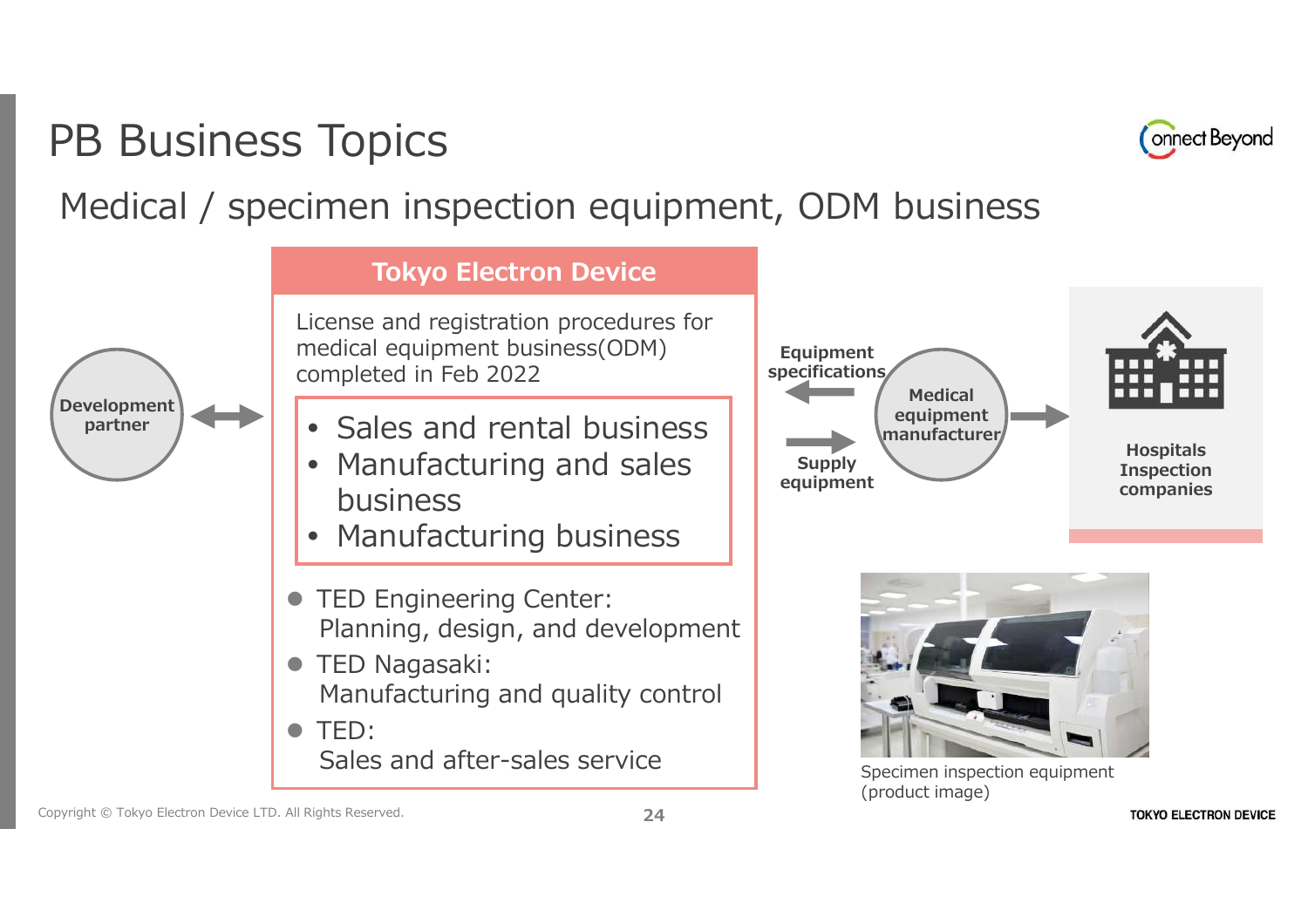# PB Business Topics

## Medical / specimen inspection equipment, ODM business

**Tokyo Electron Device**

License and registration procedures for medical equipment business(ODM) completed in Feb 2022

- Sales and rental business
- Manufacturing and sales business
- Manufacturing business

- TED Engineering Center: Planning, design, and development
- TED Nagasaki: Manufacturing and quality control
- TED: Sales and after-sales service

**Development partner** ↔ **Tokyo Electron Device**

**Equipment specifications** ← **Medical equipment manufacturer** → **Hospitals Inspection companies**

**Supply equipment** →

Specimen inspection equipment (product image)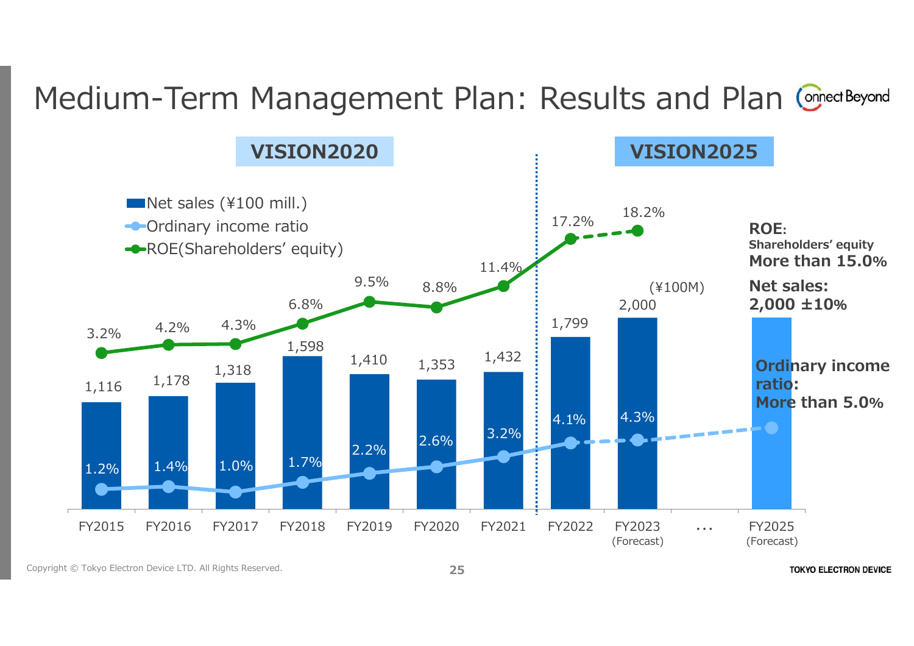# Medium-Term Management Plan: Results and Plan

VISION2020

VISION2025

Net sales (¥100 mill.)
Ordinary income ratio
ROE(Shareholders' equity)

3.2%
4.2%
4.3%
6.8%
9.5%
8.8%
11.4%
17.2%
18.2%

(¥100M)

1,116
1,178
1,318
1,598
1,410
1,353
1,432
1,799
2,000

1.2%
1.4%
1.0%
1.7%
2.2%
2.6%
3.2%
4.1%
4.3%

FY2015
FY2016
FY2017
FY2018
FY2019
FY2020
FY2021
FY2022
FY2023 (Forecast)
…
FY2025 (Forecast)

**ROE:**
**Shareholders' equity**
**More than 15.0%**

**Net sales:**
**2,000 ±10%**

**Ordinary income ratio:**
**More than 5.0%**

Copyright © Tokyo Electron Device LTD. All Rights Reserved.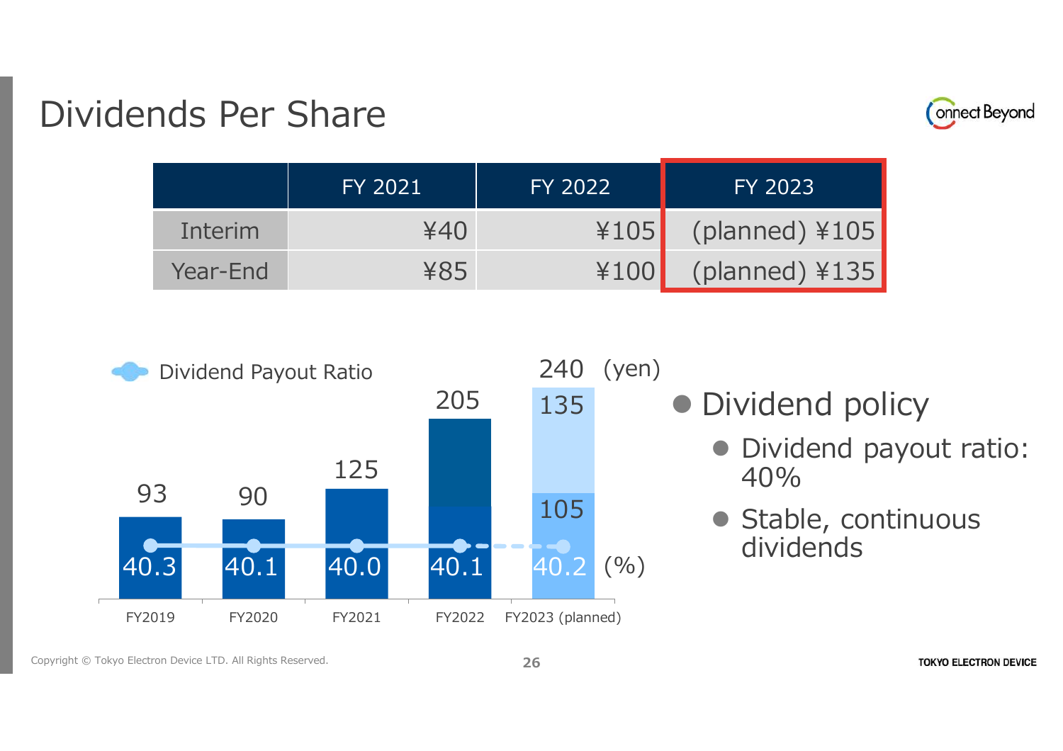# Dividends Per Share

| | FY 2021 | FY 2022 | FY 2023 |
|---|---|---|---|
| Interim | ¥40 | ¥105 | (planned) ¥105 |
| Year-End | ¥85 | ¥100 | (planned) ¥135 |

Dividend Payout Ratio

(yen)

93
90
125
205
240
135
105

40.3
40.1
40.0
40.1
40.2
(%)

FY2019
FY2020
FY2021
FY2022
FY2023 (planned)

- Dividend policy
  - Dividend payout ratio: 40%
  - Stable, continuous dividends

Copyright © Tokyo Electron Device LTD. All Rights Reserved.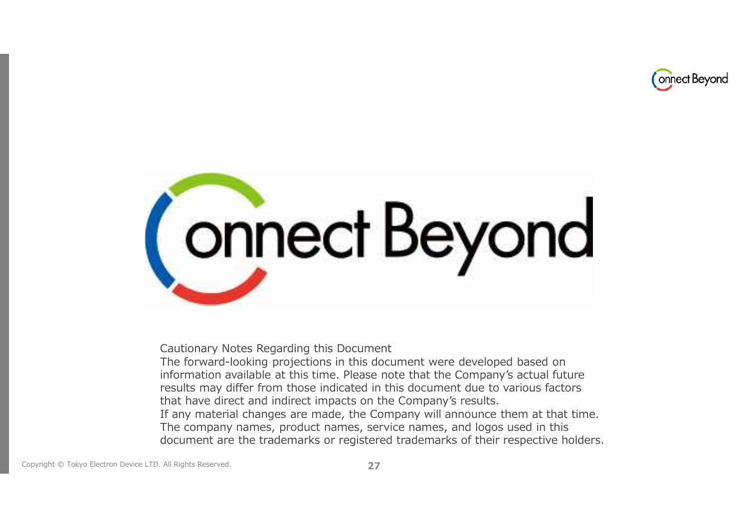Connect Beyond

Cautionary Notes Regarding this Document

The forward-looking projections in this document were developed based on information available at this time. Please note that the Company's actual future results may differ from those indicated in this document due to various factors that have direct and indirect impacts on the Company's results.

If any material changes are made, the Company will announce them at that time.

The company names, product names, service names, and logos used in this document are the trademarks or registered trademarks of their respective holders.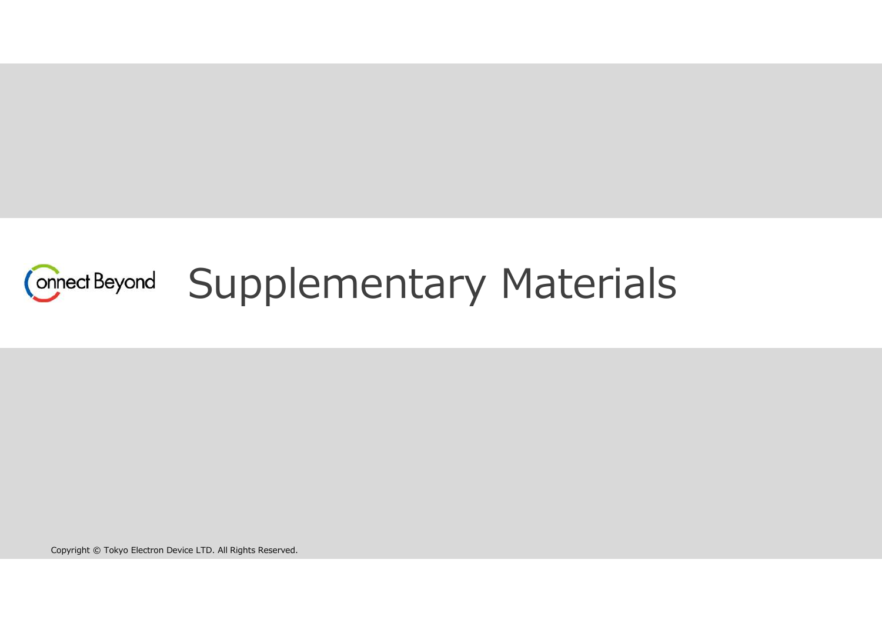# Supplementary Materials

Copyright © Tokyo Electron Device LTD. All Rights Reserved.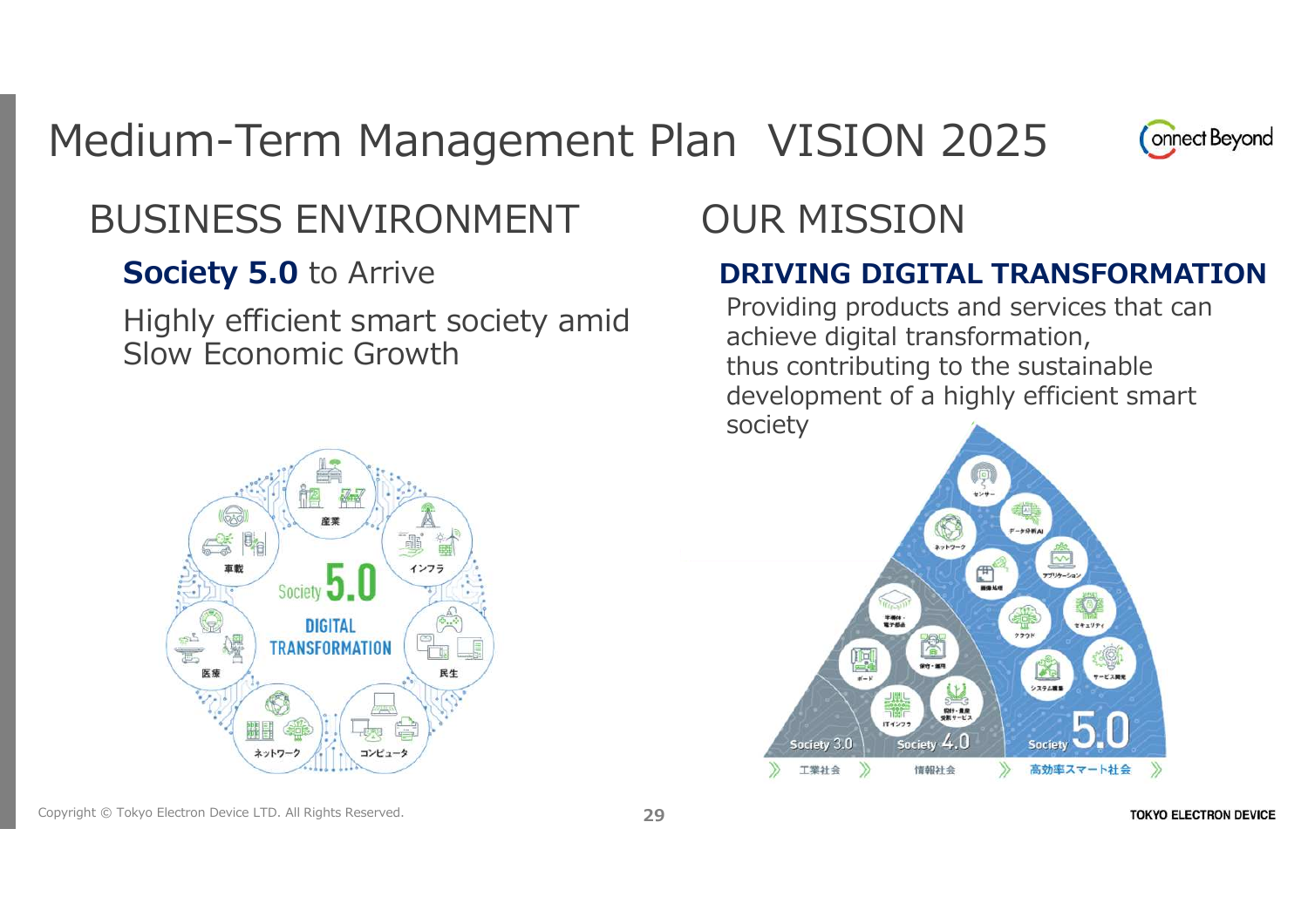# Medium-Term Management Plan VISION 2025

## BUSINESS ENVIRONMENT

**Society 5.0** to Arrive

Highly efficient smart society amid Slow Economic Growth

Society 5.0

DIGITAL TRANSFORMATION

産業

インフラ

民生

コンピュータ

ネットワーク

医療

車載

## OUR MISSION

**DRIVING DIGITAL TRANSFORMATION**

Providing products and services that can achieve digital transformation, thus contributing to the sustainable development of a highly efficient smart society

センサー

データ分析AI

ネットワーク

画像処理

アプリケーション

半導体・電子部品

クラウド

セキュリティ

ボード

保守・運用

サービス開発

システム構築

ITインフラ

設計・量産受託サービス

Society 3.0

Society 4.0

Society 5.0

工業社会

情報社会

高効率スマート社会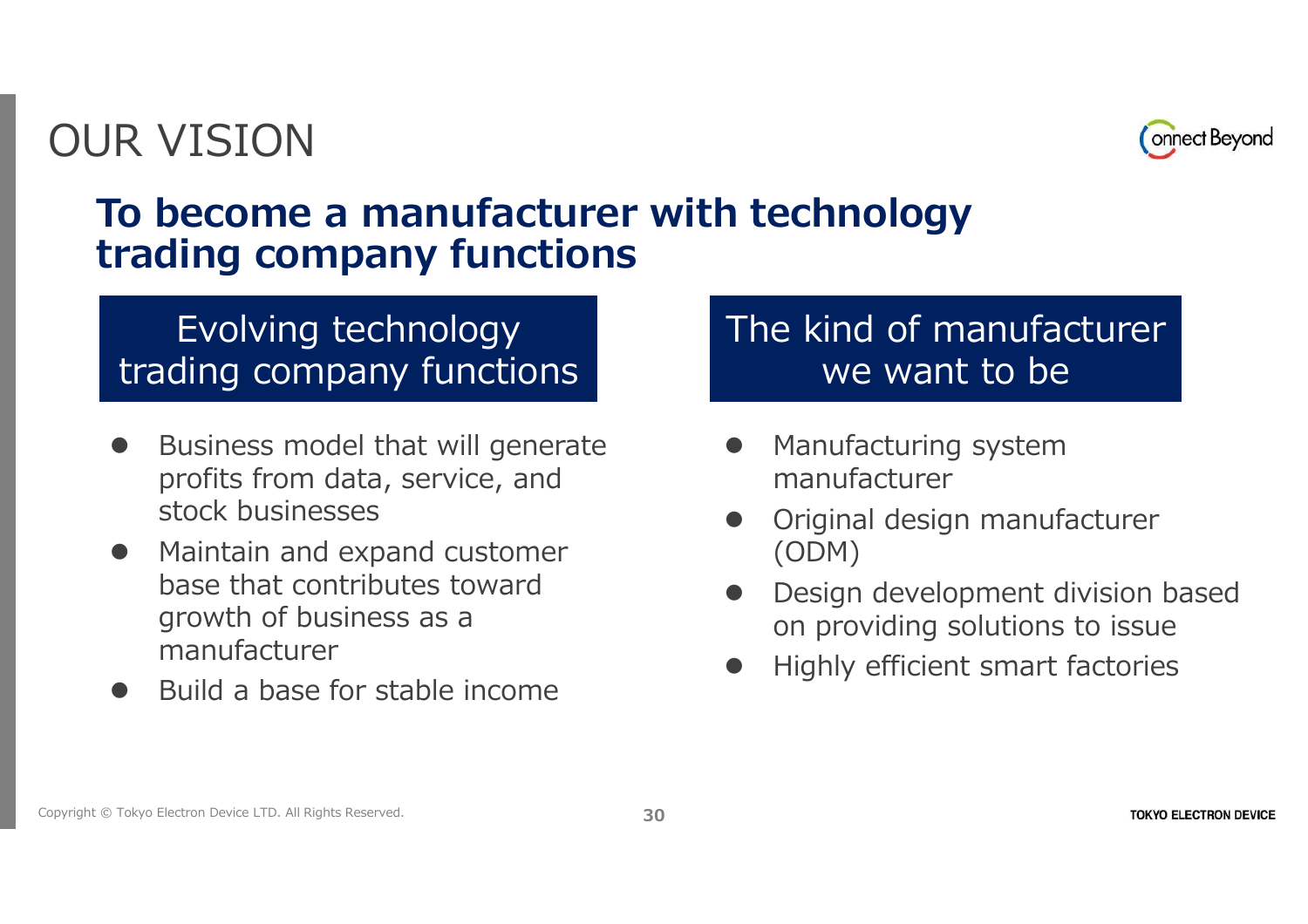# OUR VISION

## To become a manufacturer with technology trading company functions

### Evolving technology trading company functions

- Business model that will generate profits from data, service, and stock businesses
- Maintain and expand customer base that contributes toward growth of business as a manufacturer
- Build a base for stable income

### The kind of manufacturer we want to be

- Manufacturing system manufacturer
- Original design manufacturer (ODM)
- Design development division based on providing solutions to issue
- Highly efficient smart factories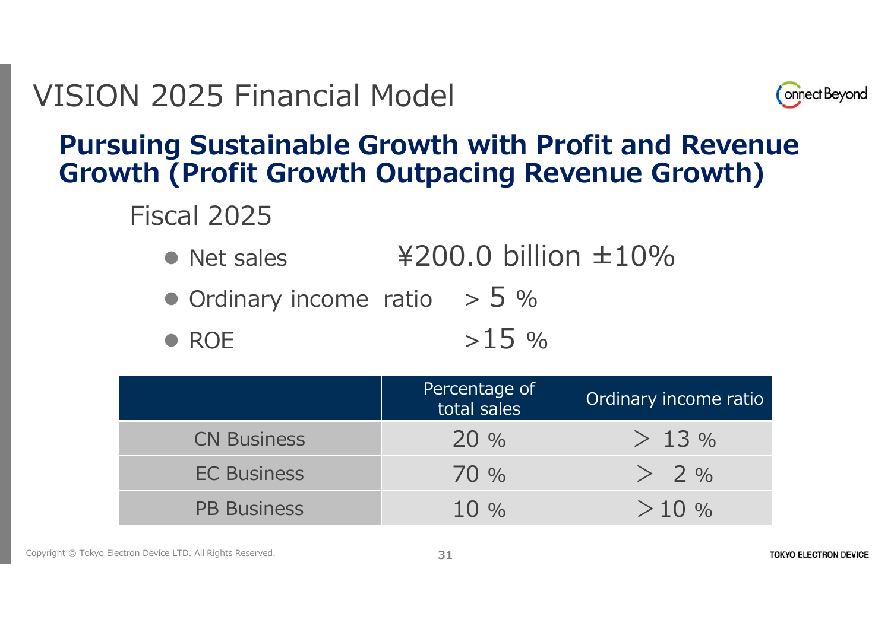# VISION 2025 Financial Model

## Pursuing Sustainable Growth with Profit and Revenue Growth (Profit Growth Outpacing Revenue Growth)

Fiscal 2025

- Net sales ¥200.0 billion ±10%
- Ordinary income ratio > 5 %
- ROE >15 %

| | Percentage of total sales | Ordinary income ratio |
|---|---|---|
| CN Business | 20 % | > 13 % |
| EC Business | 70 % | > 2 % |
| PB Business | 10 % | >10 % |

Copyright © Tokyo Electron Device LTD. All Rights Reserved.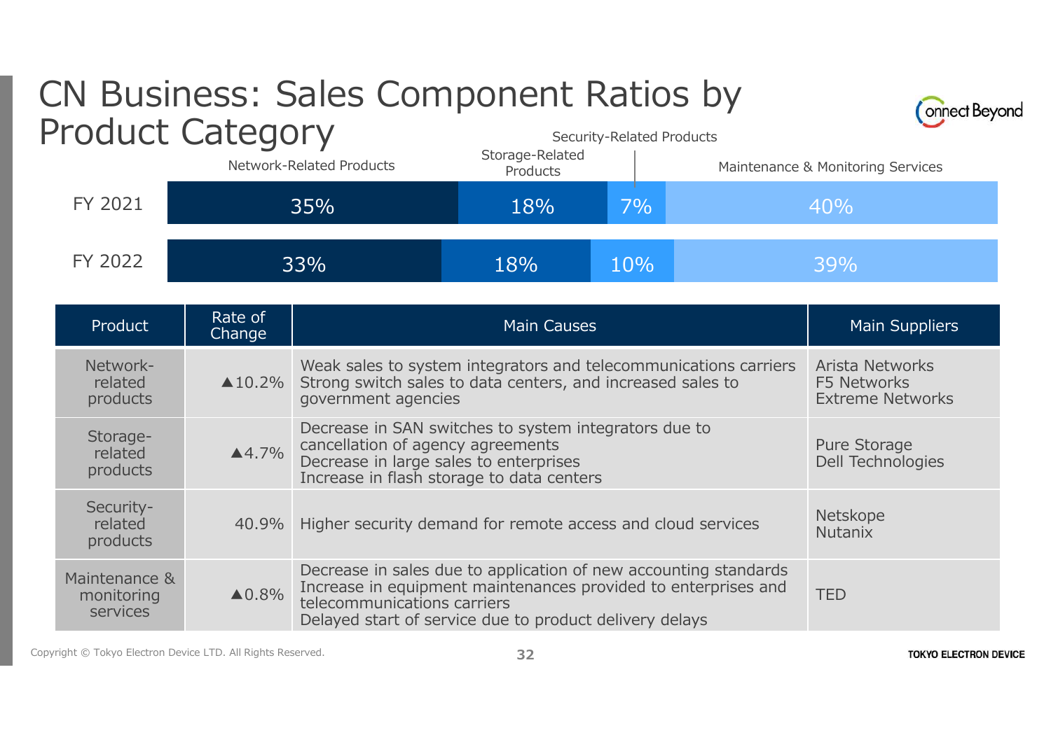# CN Business: Sales Component Ratios by Product Category

| | Network-Related Products | Storage-Related Products | Security-Related Products | Maintenance & Monitoring Services |
|---|---|---|---|---|
| FY 2021 | 35% | 18% | 7% | 40% |
| FY 2022 | 33% | 18% | 10% | 39% |

| Product | Rate of Change | Main Causes | Main Suppliers |
|---|---|---|---|
| Network-related products | ▲10.2% | Weak sales to system integrators and telecommunications carriers<br>Strong switch sales to data centers, and increased sales to government agencies | Arista Networks<br>F5 Networks<br>Extreme Networks |
| Storage-related products | ▲4.7% | Decrease in SAN switches to system integrators due to cancellation of agency agreements<br>Decrease in large sales to enterprises<br>Increase in flash storage to data centers | Pure Storage<br>Dell Technologies |
| Security-related products | 40.9% | Higher security demand for remote access and cloud services | Netskope<br>Nutanix |
| Maintenance & monitoring services | ▲0.8% | Decrease in sales due to application of new accounting standards<br>Increase in equipment maintenances provided to enterprises and telecommunications carriers<br>Delayed start of service due to product delivery delays | TED |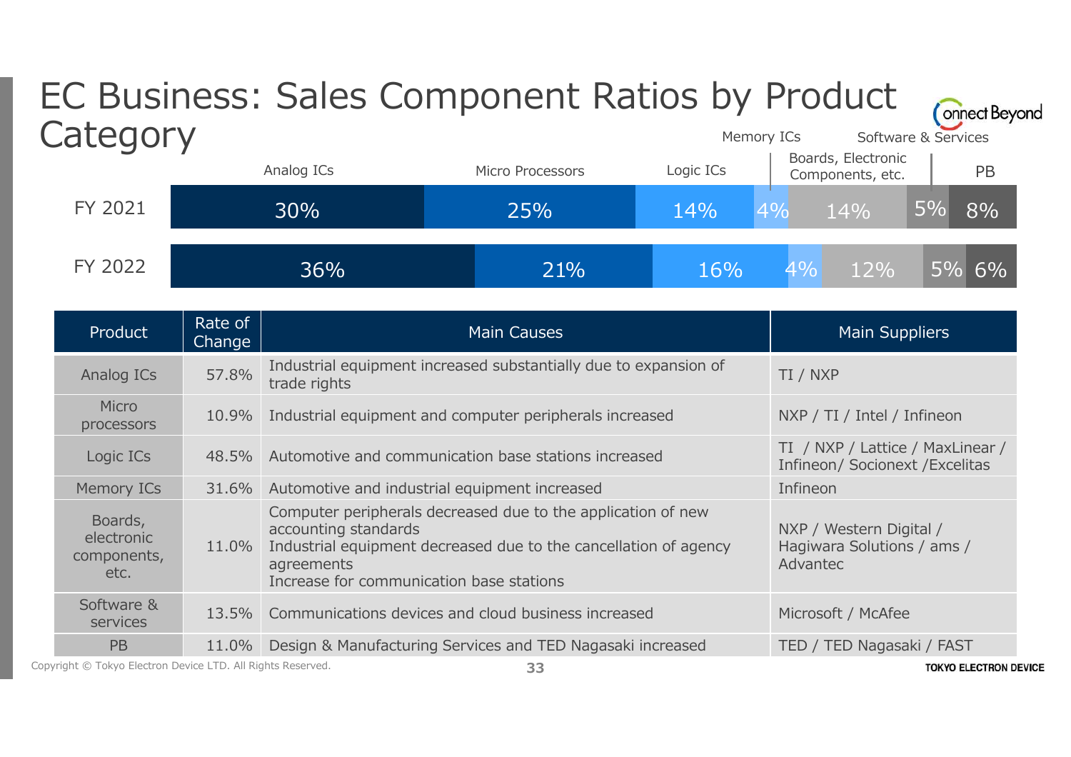# EC Business: Sales Component Ratios by Product Category

Analog ICs
Micro Processors
Logic ICs
Memory ICs
Boards, Electronic Components, etc.
Software & Services
PB

FY 2021
30%
25%
14%
4%
14%
5%
8%

FY 2022
36%
21%
16%
4%
12%
5%
6%

| Product | Rate of Change | Main Causes | Main Suppliers |
|---|---|---|---|
| Analog ICs | 57.8% | Industrial equipment increased substantially due to expansion of trade rights | TI / NXP |
| Micro processors | 10.9% | Industrial equipment and computer peripherals increased | NXP / TI / Intel / Infineon |
| Logic ICs | 48.5% | Automotive and communication base stations increased | TI / NXP / Lattice / MaxLinear / Infineon/ Socionext /Excelitas |
| Memory ICs | 31.6% | Automotive and industrial equipment increased | Infineon |
| Boards, electronic components, etc. | 11.0% | Computer peripherals decreased due to the application of new accounting standards<br>Industrial equipment decreased due to the cancellation of agency agreements<br>Increase for communication base stations | NXP / Western Digital / Hagiwara Solutions / ams / Advantec |
| Software & services | 13.5% | Communications devices and cloud business increased | Microsoft / McAfee |
| PB | 11.0% | Design & Manufacturing Services and TED Nagasaki increased | TED / TED Nagasaki / FAST |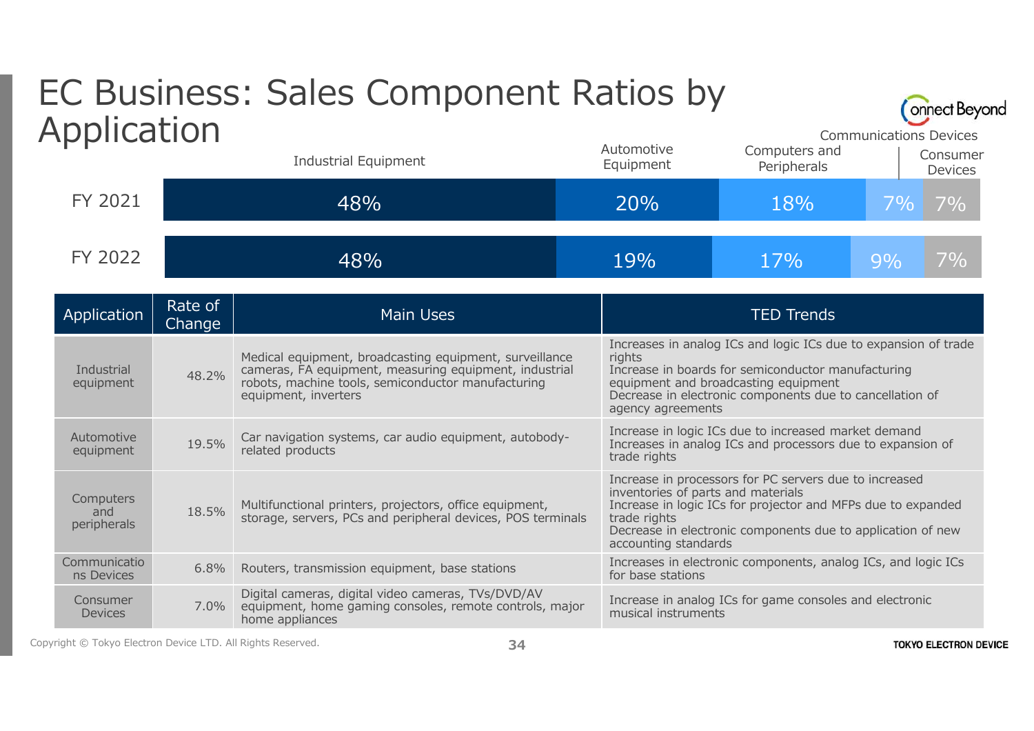# EC Business: Sales Component Ratios by Application

Industrial Equipment
Automotive Equipment
Computers and Peripherals
Communications Devices
Consumer Devices

FY 2021: 48% 20% 18% 7% 7%

FY 2022: 48% 19% 17% 9% 7%

| Application | Rate of Change | Main Uses | TED Trends |
|---|---|---|---|
| Industrial equipment | 48.2% | Medical equipment, broadcasting equipment, surveillance cameras, FA equipment, measuring equipment, industrial robots, machine tools, semiconductor manufacturing equipment, inverters | Increases in analog ICs and logic ICs due to expansion of trade rights<br>Increase in boards for semiconductor manufacturing equipment and broadcasting equipment<br>Decrease in electronic components due to cancellation of agency agreements |
| Automotive equipment | 19.5% | Car navigation systems, car audio equipment, autobody-related products | Increase in logic ICs due to increased market demand<br>Increases in analog ICs and processors due to expansion of trade rights |
| Computers and peripherals | 18.5% | Multifunctional printers, projectors, office equipment, storage, servers, PCs and peripheral devices, POS terminals | Increase in processors for PC servers due to increased inventories of parts and materials<br>Increase in logic ICs for projector and MFPs due to expanded trade rights<br>Decrease in electronic components due to application of new accounting standards |
| Communications Devices | 6.8% | Routers, transmission equipment, base stations | Increases in electronic components, analog ICs, and logic ICs for base stations |
| Consumer Devices | 7.0% | Digital cameras, digital video cameras, TVs/DVD/AV equipment, home gaming consoles, remote controls, major home appliances | Increase in analog ICs for game consoles and electronic musical instruments |

Copyright © Tokyo Electron Device LTD. All Rights Reserved.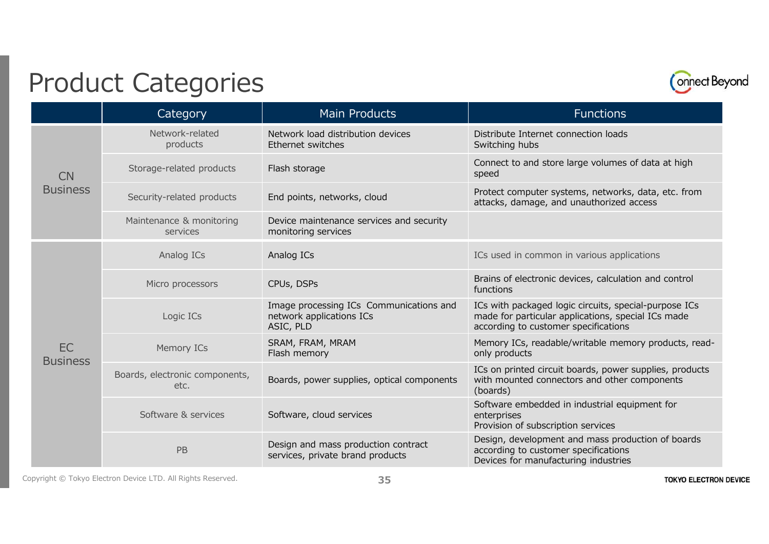# Product Categories

| | Category | Main Products | Functions |
|---|---|---|---|
| CN Business | Network-related products | Network load distribution devices<br>Ethernet switches | Distribute Internet connection loads<br>Switching hubs |
| | Storage-related products | Flash storage | Connect to and store large volumes of data at high speed |
| | Security-related products | End points, networks, cloud | Protect computer systems, networks, data, etc. from attacks, damage, and unauthorized access |
| | Maintenance & monitoring services | Device maintenance services and security monitoring services | |
| EC Business | Analog ICs | Analog ICs | ICs used in common in various applications |
| | Micro processors | CPUs, DSPs | Brains of electronic devices, calculation and control functions |
| | Logic ICs | Image processing ICs Communications and network applications ICs<br>ASIC, PLD | ICs with packaged logic circuits, special-purpose ICs made for particular applications, special ICs made according to customer specifications |
| | Memory ICs | SRAM, FRAM, MRAM<br>Flash memory | Memory ICs, readable/writable memory products, read-only products |
| | Boards, electronic components, etc. | Boards, power supplies, optical components | ICs on printed circuit boards, power supplies, products with mounted connectors and other components (boards) |
| | Software & services | Software, cloud services | Software embedded in industrial equipment for enterprises<br>Provision of subscription services |
| | PB | Design and mass production contract services, private brand products | Design, development and mass production of boards according to customer specifications<br>Devices for manufacturing industries |

Copyright © Tokyo Electron Device LTD. All Rights Reserved.